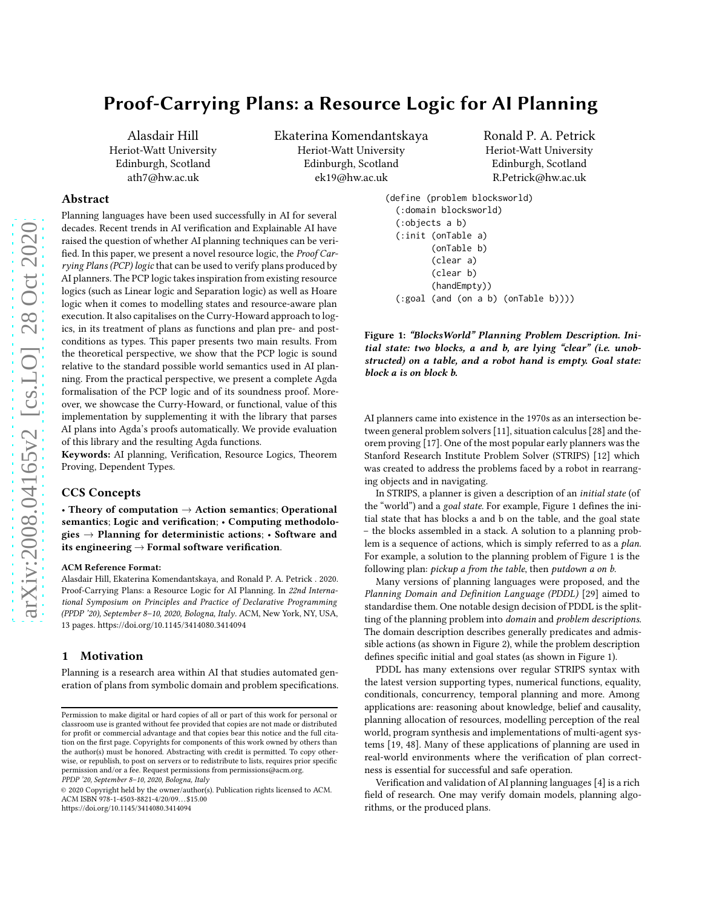# Proof-Carrying Plans: a Resource Logic for AI Planning

Alasdair Hill
Heriot-Watt University
Edinburgh, Scotland
ath7@hw.ac.uk

Ekaterina Komendantskaya
Heriot-Watt University
Edinburgh, Scotland
ek19@hw.ac.uk

Ronald P. A. Petrick
Heriot-Watt University
Edinburgh, Scotland
R.Petrick@hw.ac.uk

## Abstract

Planning languages have been used successfully in AI for several decades. Recent trends in AI verification and Explainable AI have raised the question of whether AI planning techniques can be verified. In this paper, we present a novel resource logic, the *Proof Carrying Plans (PCP) logic* that can be used to verify plans produced by AI planners. The PCP logic takes inspiration from existing resource logics (such as Linear logic and Separation logic) as well as Hoare logic when it comes to modelling states and resource-aware plan execution. It also capitalises on the Curry-Howard approach to logics, in its treatment of plans as functions and plan pre- and postconditions as types. This paper presents two main results. From the theoretical perspective, we show that the PCP logic is sound relative to the standard possible world semantics used in AI planning. From the practical perspective, we present a complete Agda formalisation of the PCP logic and of its soundness proof. Moreover, we showcase the Curry-Howard, or functional, value of this implementation by supplementing it with the library that parses AI plans into Agda's proofs automatically. We provide evaluation of this library and the resulting Agda functions.

**Keywords:** AI planning, Verification, Resource Logics, Theorem Proving, Dependent Types.

## CCS Concepts

• **Theory of computation** → **Action semantics**; **Operational semantics**; **Logic and verification**; • **Computing methodologies** → **Planning for deterministic actions**; • **Software and its engineering** → **Formal software verification**.

**ACM Reference Format:**

Alasdair Hill, Ekaterina Komendantskaya, and Ronald P. A. Petrick . 2020. Proof-Carrying Plans: a Resource Logic for AI Planning. In *22nd International Symposium on Principles and Practice of Declarative Programming (PPDP '20), September 8–10, 2020, Bologna, Italy.* ACM, New York, NY, USA, 13 pages. https://doi.org/10.1145/3414080.3414094

## 1 Motivation

Planning is a research area within AI that studies automated generation of plans from symbolic domain and problem specifications.

Permission to make digital or hard copies of all or part of this work for personal or classroom use is granted without fee provided that copies are not made or distributed for profit or commercial advantage and that copies bear this notice and the full citation on the first page. Copyrights for components of this work owned by others than the author(s) must be honored. Abstracting with credit is permitted. To copy otherwise, or republish, to post on servers or to redistribute to lists, requires prior specific permission and/or a fee. Request permissions from permissions@acm.org.
*PPDP '20, September 8–10, 2020, Bologna, Italy*
© 2020 Copyright held by the owner/author(s). Publication rights licensed to ACM.
ACM ISBN 978-1-4503-8821-4/20/09...$15.00
https://doi.org/10.1145/3414080.3414094

```
(define (problem blocksworld)
  (:domain blocksworld)
  (:objects a b)
  (:init (onTable a)
         (onTable b)
         (clear a)
         (clear b)
         (handEmpty))
  (:goal (and (on a b) (onTable b))))
```

**Figure 1: *"BlocksWorld" Planning Problem Description. Initial state: two blocks, a and b, are lying "clear" (i.e. unobstructed) on a table, and a robot hand is empty. Goal state: block a is on block b.***

AI planners came into existence in the 1970s as an intersection between general problem solvers [11], situation calculus [28] and theorem proving [17]. One of the most popular early planners was the Stanford Research Institute Problem Solver (STRIPS) [12] which was created to address the problems faced by a robot in rearranging objects and in navigating.

In STRIPS, a planner is given a description of an *initial state* (of the "world") and a *goal state*. For example, Figure 1 defines the initial state that has blocks a and b on the table, and the goal state – the blocks assembled in a stack. A solution to a planning problem is a sequence of actions, which is simply referred to as a *plan*. For example, a solution to the planning problem of Figure 1 is the following plan: *pickup a from the table*, then *putdown a on b*.

Many versions of planning languages were proposed, and the *Planning Domain and Definition Language (PDDL)* [29] aimed to standardise them. One notable design decision of PDDL is the splitting of the planning problem into *domain* and *problem descriptions*. The domain description describes generally predicates and admissible actions (as shown in Figure 2), while the problem description defines specific initial and goal states (as shown in Figure 1).

PDDL has many extensions over regular STRIPS syntax with the latest version supporting types, numerical functions, equality, conditionals, concurrency, temporal planning and more. Among applications are: reasoning about knowledge, belief and causality, planning allocation of resources, modelling perception of the real world, program synthesis and implementations of multi-agent systems [19, 48]. Many of these applications of planning are used in real-world environments where the verification of plan correctness is essential for successful and safe operation.

Verification and validation of AI planning languages [4] is a rich field of research. One may verify domain models, planning algorithms, or the produced plans.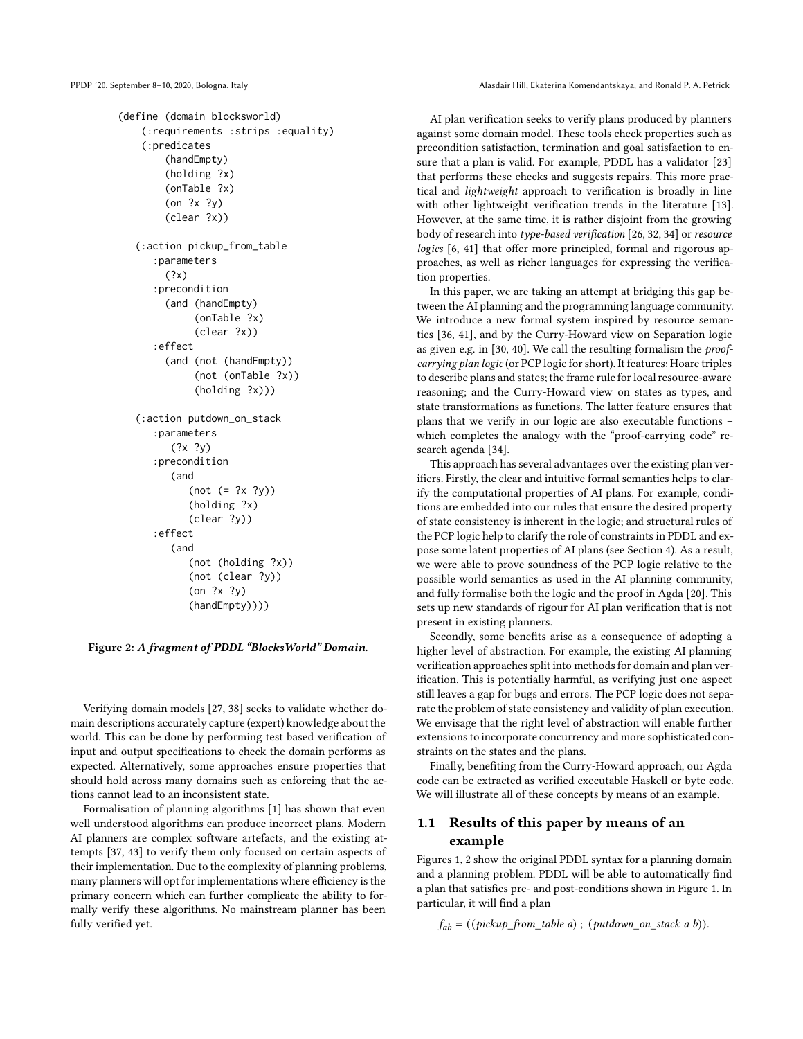```
(define (domain blocksworld)
    (:requirements :strips :equality)
    (:predicates
        (handEmpty)
        (holding ?x)
        (onTable ?x)
        (on ?x ?y)
        (clear ?x))

  (:action pickup_from_table
     :parameters
       (?x)
     :precondition
       (and (handEmpty)
            (onTable ?x)
            (clear ?x))
     :effect
       (and (not (handEmpty))
            (not (onTable ?x))
            (holding ?x)))

  (:action putdown_on_stack
     :parameters
        (?x ?y)
     :precondition
        (and
           (not (= ?x ?y))
           (holding ?x)
           (clear ?y))
     :effect
        (and
           (not (holding ?x))
           (not (clear ?y))
           (on ?x ?y)
           (handEmpty))))
```

**Figure 2: *A fragment of PDDL "BlocksWorld" Domain.***

Verifying domain models [27, 38] seeks to validate whether domain descriptions accurately capture (expert) knowledge about the world. This can be done by performing test based verification of input and output specifications to check the domain performs as expected. Alternatively, some approaches ensure properties that should hold across many domains such as enforcing that the actions cannot lead to an inconsistent state.

Formalisation of planning algorithms [1] has shown that even well understood algorithms can produce incorrect plans. Modern AI planners are complex software artefacts, and the existing attempts [37, 43] to verify them only focused on certain aspects of their implementation. Due to the complexity of planning problems, many planners will opt for implementations where efficiency is the primary concern which can further complicate the ability to formally verify these algorithms. No mainstream planner has been fully verified yet.

AI plan verification seeks to verify plans produced by planners against some domain model. These tools check properties such as precondition satisfaction, termination and goal satisfaction to ensure that a plan is valid. For example, PDDL has a validator [23] that performs these checks and suggests repairs. This more practical and *lightweight* approach to verification is broadly in line with other lightweight verification trends in the literature [13]. However, at the same time, it is rather disjoint from the growing body of research into *type-based verification* [26, 32, 34] or *resource logics* [6, 41] that offer more principled, formal and rigorous approaches, as well as richer languages for expressing the verification properties.

In this paper, we are taking an attempt at bridging this gap between the AI planning and the programming language community. We introduce a new formal system inspired by resource semantics [36, 41], and by the Curry-Howard view on Separation logic as given e.g. in [30, 40]. We call the resulting formalism the *proof-carrying plan logic* (or PCP logic for short). It features: Hoare triples to describe plans and states; the frame rule for local resource-aware reasoning; and the Curry-Howard view on states as types, and state transformations as functions. The latter feature ensures that plans that we verify in our logic are also executable functions – which completes the analogy with the "proof-carrying code" research agenda [34].

This approach has several advantages over the existing plan verifiers. Firstly, the clear and intuitive formal semantics helps to clarify the computational properties of AI plans. For example, conditions are embedded into our rules that ensure the desired property of state consistency is inherent in the logic; and structural rules of the PCP logic help to clarify the role of constraints in PDDL and expose some latent properties of AI plans (see Section 4). As a result, we were able to prove soundness of the PCP logic relative to the possible world semantics as used in the AI planning community, and fully formalise both the logic and the proof in Agda [20]. This sets up new standards of rigour for AI plan verification that is not present in existing planners.

Secondly, some benefits arise as a consequence of adopting a higher level of abstraction. For example, the existing AI planning verification approaches split into methods for domain and plan verification. This is potentially harmful, as verifying just one aspect still leaves a gap for bugs and errors. The PCP logic does not separate the problem of state consistency and validity of plan execution. We envisage that the right level of abstraction will enable further extensions to incorporate concurrency and more sophisticated constraints on the states and the plans.

Finally, benefiting from the Curry-Howard approach, our Agda code can be extracted as verified executable Haskell or byte code. We will illustrate all of these concepts by means of an example.

## 1.1 Results of this paper by means of an example

Figures 1, 2 show the original PDDL syntax for a planning domain and a planning problem. PDDL will be able to automatically find a plan that satisfies pre- and post-conditions shown in Figure 1. In particular, it will find a plan

$$f_{ab} = ((pickup\_from\_table\ a)\ ;\ (putdown\_on\_stack\ a\ b)).$$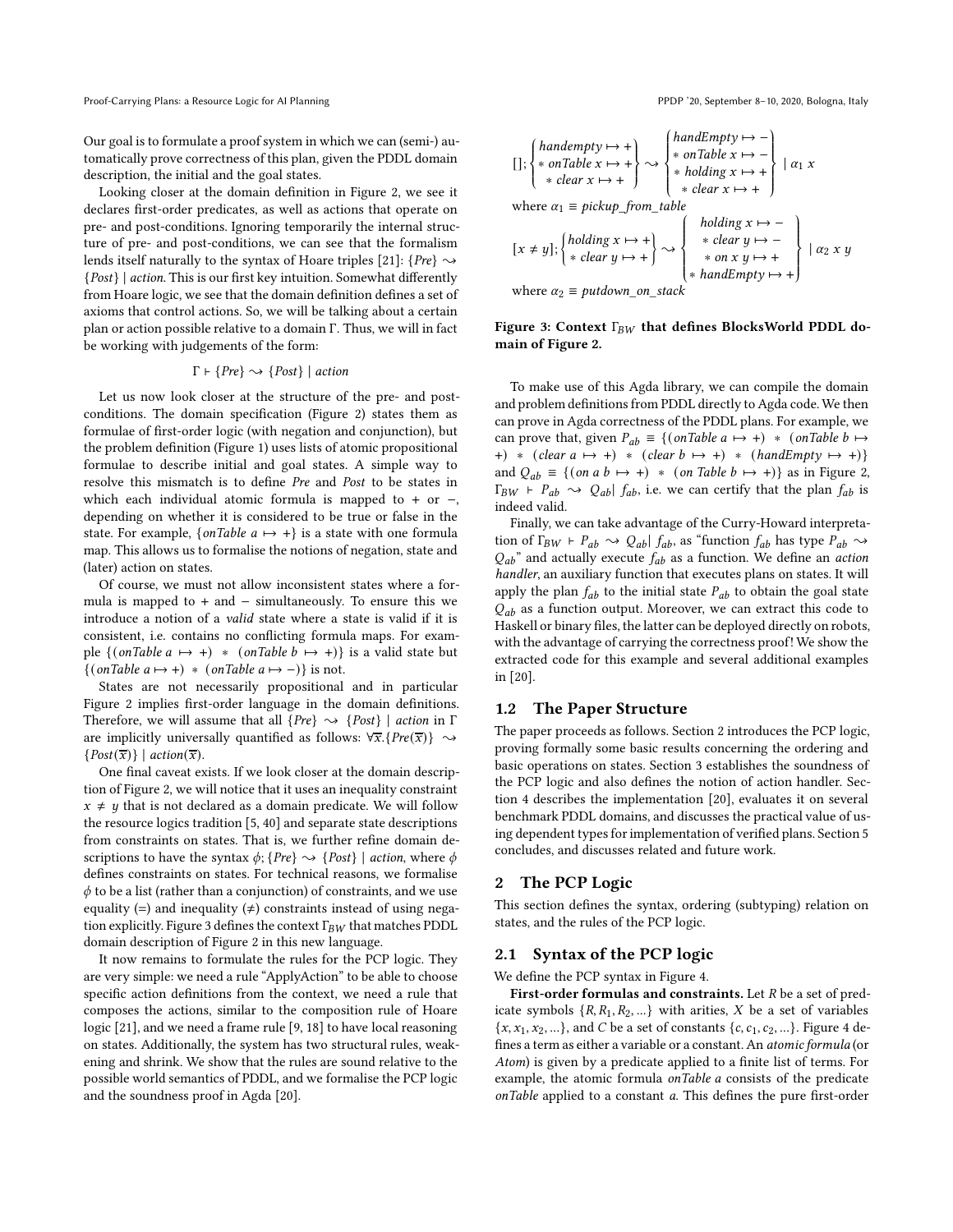Our goal is to formulate a proof system in which we can (semi-) automatically prove correctness of this plan, given the PDDL domain description, the initial and the goal states.

Looking closer at the domain definition in Figure 2, we see it declares first-order predicates, as well as actions that operate on pre- and post-conditions. Ignoring temporarily the internal structure of pre- and post-conditions, we can see that the formalism lends itself naturally to the syntax of Hoare triples [21]: $\{Pre\} \rightsquigarrow \{Post\} \mid action$. This is our first key intuition. Somewhat differently from Hoare logic, we see that the domain definition defines a set of axioms that control actions. So, we will be talking about a certain plan or action possible relative to a domain Γ. Thus, we will in fact be working with judgements of the form:

$$\Gamma \vdash \{Pre\} \rightsquigarrow \{Post\} \mid action$$

Let us now look closer at the structure of the pre- and post-conditions. The domain specification (Figure 2) states them as formulae of first-order logic (with negation and conjunction), but the problem definition (Figure 1) uses lists of atomic propositional formulae to describe initial and goal states. A simple way to resolve this mismatch is to define *Pre* and *Post* to be states in which each individual atomic formula is mapped to + or −, depending on whether it is considered to be true or false in the state. For example, $\{onTable\ a \mapsto +\}$ is a state with one formula map. This allows us to formalise the notions of negation, state and (later) action on states.

Of course, we must not allow inconsistent states where a formula is mapped to + and − simultaneously. To ensure this we introduce a notion of a *valid* state where a state is valid if it is consistent, i.e. contains no conflicting formula maps. For example $\{(onTable\ a \mapsto +) \ * \ (onTable\ b \mapsto +)\}$ is a valid state but $\{(onTable\ a \mapsto +) \ * \ (onTable\ a \mapsto -)\}$ is not.

States are not necessarily propositional and in particular Figure 2 implies first-order language in the domain definitions. Therefore, we will assume that all $\{Pre\} \rightsquigarrow \{Post\} \mid action$ in Γ are implicitly universally quantified as follows: $\forall \overline{x}.\{Pre(\overline{x})\} \rightsquigarrow \{Post(\overline{x})\} \mid action(\overline{x})$.

One final caveat exists. If we look closer at the domain description of Figure 2, we will notice that it uses an inequality constraint $x \neq y$ that is not declared as a domain predicate. We will follow the resource logics tradition [5, 40] and separate state descriptions from constraints on states. That is, we further refine domain descriptions to have the syntax $\phi; \{Pre\} \rightsquigarrow \{Post\} \mid action$, where $\phi$ defines constraints on states. For technical reasons, we formalise $\phi$ to be a list (rather than a conjunction) of constraints, and we use equality (=) and inequality (≠) constraints instead of using negation explicitly. Figure 3 defines the context $\Gamma_{BW}$ that matches PDDL domain description of Figure 2 in this new language.

It now remains to formulate the rules for the PCP logic. They are very simple: we need a rule "ApplyAction" to be able to choose specific action definitions from the context, we need a rule that composes the actions, similar to the composition rule of Hoare logic [21], and we need a frame rule [9, 18] to have local reasoning on states. Additionally, the system has two structural rules, weakening and shrink. We show that the rules are sound relative to the possible world semantics of PDDL, and we formalise the PCP logic and the soundness proof in Agda [20].

$$[\,]; \left\{ \begin{array}{c} handempty \mapsto + \\ * \ onTable\ x \mapsto + \\ * \ clear\ x \mapsto + \end{array} \right\} \rightsquigarrow \left\{ \begin{array}{c} handEmpty \mapsto - \\ * \ onTable\ x \mapsto - \\ * \ holding\ x \mapsto + \\ * \ clear\ x \mapsto + \end{array} \right\} \mid \alpha_1\ x$$

where $\alpha_1 \equiv pickup\_from\_table$

$$[x \neq y]; \left\{ \begin{array}{c} holding\ x \mapsto + \\ * \ clear\ y \mapsto + \end{array} \right\} \rightsquigarrow \left\{ \begin{array}{c} holding\ x \mapsto - \\ * \ clear\ y \mapsto - \\ * \ on\ x\ y \mapsto + \\ * \ handEmpty \mapsto + \end{array} \right\} \mid \alpha_2\ x\ y$$

where $\alpha_2 \equiv putdown\_on\_stack$

**Figure 3: Context $\Gamma_{BW}$ that defines BlocksWorld PDDL domain of Figure 2.**

To make use of this Agda library, we can compile the domain and problem definitions from PDDL directly to Agda code. We then can prove in Agda correctness of the PDDL plans. For example, we can prove that, given $P_{ab} \equiv \{(onTable\ a \mapsto +) \ * \ (onTable\ b \mapsto +) \ * \ (clear\ a \mapsto +) \ * \ (clear\ b \mapsto +) \ * \ (handEmpty \mapsto +)\}$ and $Q_{ab} \equiv \{(on\ a\ b \mapsto +) \ * \ (on\ Table\ b \mapsto +)\}$ as in Figure 2, $\Gamma_{BW} \vdash P_{ab} \rightsquigarrow Q_{ab} \mid f_{ab}$, i.e. we can certify that the plan $f_{ab}$ is indeed valid.

Finally, we can take advantage of the Curry-Howard interpretation of $\Gamma_{BW} \vdash P_{ab} \rightsquigarrow Q_{ab} \mid f_{ab}$, as "function $f_{ab}$ has type $P_{ab} \rightsquigarrow Q_{ab}$" and actually execute $f_{ab}$ as a function. We define an *action handler*, an auxiliary function that executes plans on states. It will apply the plan $f_{ab}$ to the initial state $P_{ab}$ to obtain the goal state $Q_{ab}$ as a function output. Moreover, we can extract this code to Haskell or binary files, the latter can be deployed directly on robots, with the advantage of carrying the correctness proof! We show the extracted code for this example and several additional examples in [20].

## 1.2 The Paper Structure

The paper proceeds as follows. Section 2 introduces the PCP logic, proving formally some basic results concerning the ordering and basic operations on states. Section 3 establishes the soundness of the PCP logic and also defines the notion of action handler. Section 4 describes the implementation [20], evaluates it on several benchmark PDDL domains, and discusses the practical value of using dependent types for implementation of verified plans. Section 5 concludes, and discusses related and future work.

# 2 The PCP Logic

This section defines the syntax, ordering (subtyping) relation on states, and the rules of the PCP logic.

## 2.1 Syntax of the PCP logic

We define the PCP syntax in Figure 4.

**First-order formulas and constraints.** Let $R$ be a set of predicate symbols $\{R, R_1, R_2, ...\}$ with arities, $X$ be a set of variables $\{x, x_1, x_2, ...\}$, and $C$ be a set of constants $\{c, c_1, c_2, ...\}$. Figure 4 defines a term as either a variable or a constant. An *atomic formula* (or *Atom*) is given by a predicate applied to a finite list of terms. For example, the atomic formula *onTable a* consists of the predicate *onTable* applied to a constant $a$. This defines the pure first-order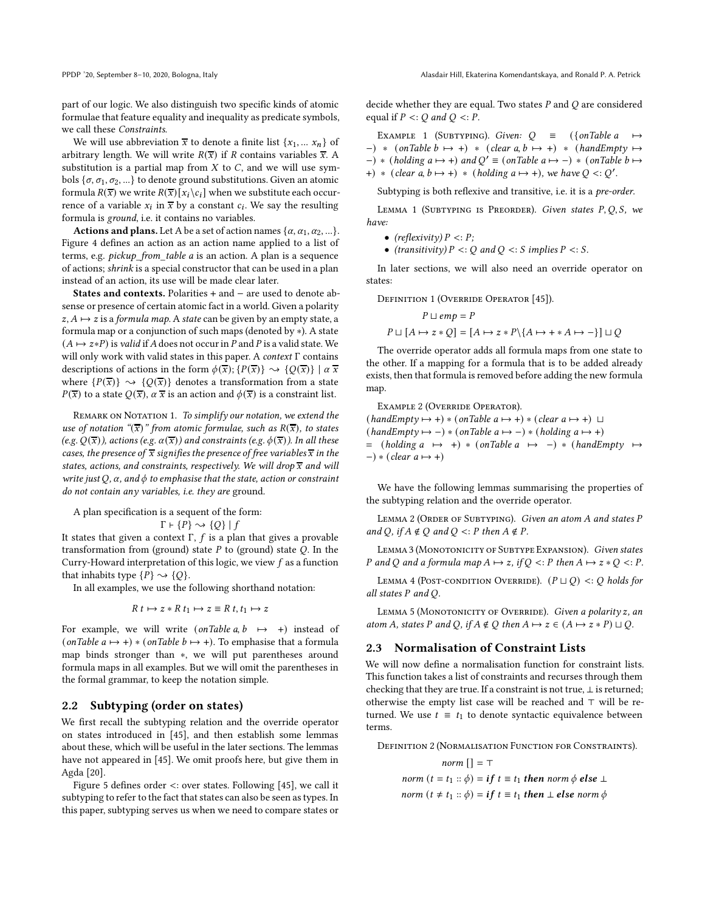part of our logic. We also distinguish two specific kinds of atomic formulae that feature equality and inequality as predicate symbols, we call these *Constraints*.

We will use abbreviation $\overline{x}$ to denote a finite list $\{x_1, \dots x_n\}$ of arbitrary length. We will write $R(\overline{x})$ if $R$ contains variables $\overline{x}$. A substitution is a partial map from $X$ to $C$, and we will use symbols $\{\sigma, \sigma_1, \sigma_2, \dots\}$ to denote ground substitutions. Given an atomic formula $R(\overline{x})$ we write $R(\overline{x})[x_i \backslash c_i]$ when we substitute each occurrence of a variable $x_i$ in $\overline{x}$ by a constant $c_i$. We say the resulting formula is *ground*, i.e. it contains no variables.

**Actions and plans.** Let A be a set of action names $\{\alpha, \alpha_1, \alpha_2, \dots\}$. Figure 4 defines an action as an action name applied to a list of terms, e.g. *pickup_from_table a* is an action. A plan is a sequence of actions; *shrink* is a special constructor that can be used in a plan instead of an action, its use will be made clear later.

**States and contexts.** Polarities + and − are used to denote absense or presence of certain atomic fact in a world. Given a polarity $z$, $A \mapsto z$ is a *formula map*. A *state* can be given by an empty state, a formula map or a conjunction of such maps (denoted by $*$). A state $(A \mapsto z * P)$ is *valid* if $A$ does not occur in $P$ and $P$ is a valid state. We will only work with valid states in this paper. A *context* $\Gamma$ contains descriptions of actions in the form $\phi(\overline{x}); \{P(\overline{x})\} \rightsquigarrow \{Q(\overline{x})\} \mid \alpha\, \overline{x}$ where $\{P(\overline{x})\} \rightsquigarrow \{Q(\overline{x})\}$ denotes a transformation from a state $P(\overline{x})$ to a state $Q(\overline{x})$, $\alpha\, \overline{x}$ is an action and $\phi(\overline{x})$ is a constraint list.

Remark on Notation 1. *To simplify our notation, we extend the use of notation "$(\overline{x})$" from atomic formulae, such as $R(\overline{x})$, to states (e.g. $Q(\overline{x})$), actions (e.g. $\alpha(\overline{x})$) and constraints (e.g. $\phi(\overline{x})$). In all these cases, the presence of $\overline{x}$ signifies the presence of free variables $\overline{x}$ in the states, actions, and constraints, respectively. We will drop $\overline{x}$ and will write just $Q$, $\alpha$, and $\phi$ to emphasise that the state, action or constraint do not contain any variables, i.e. they are* ground.

A plan specification is a sequent of the form:

$$\Gamma \vdash \{P\} \rightsquigarrow \{Q\} \mid f$$

It states that given a context $\Gamma$, $f$ is a plan that gives a provable transformation from (ground) state $P$ to (ground) state $Q$. In the Curry-Howard interpretation of this logic, we view $f$ as a function that inhabits type $\{P\} \rightsquigarrow \{Q\}$.

In all examples, we use the following shorthand notation:

$$R\ t \mapsto z * R\ t_1 \mapsto z \equiv R\ t, t_1 \mapsto z$$

For example, we will write $(onTable\ a, b\ \mapsto\ +)$ instead of $(onTable\ a \mapsto +) * (onTable\ b \mapsto +)$. To emphasise that a formula map binds stronger than $*$, we will put parentheses around formula maps in all examples. But we will omit the parentheses in the formal grammar, to keep the notation simple.

## 2.2 Subtyping (order on states)

We first recall the subtyping relation and the override operator on states introduced in [45], and then establish some lemmas about these, which will be useful in the later sections. The lemmas have not appeared in [45]. We omit proofs here, but give them in Agda [20].

Figure 5 defines order $<:$ over states. Following [45], we call it subtyping to refer to the fact that states can also be seen as types. In this paper, subtyping serves us when we need to compare states or decide whether they are equal. Two states $P$ and $Q$ are considered equal if $P <: Q$ and $Q <: P$.

Example 1 (Subtyping). *Given:* $Q \equiv (\{onTable\ a \mapsto -) * (onTable\ b \mapsto +) * (clear\ a, b \mapsto +) * (handEmpty \mapsto -) * (holding\ a \mapsto +)$ *and* $Q' \equiv (onTable\ a \mapsto -) * (onTable\ b \mapsto +) * (clear\ a, b \mapsto +) * (holding\ a \mapsto +)$*, we have* $Q <: Q'$.

Subtyping is both reflexive and transitive, i.e. it is a *pre-order*.

Lemma 1 (Subtyping is Preorder). *Given states $P, Q, S$, we have:*

- *(reflexivity) $P <: P$;*
- *(transitivity) $P <: Q$ and $Q <: S$ implies $P <: S$.*

In later sections, we will also need an override operator on states:

Definition 1 (Override Operator [45]).

$$P \sqcup emp = P$$

$$P \sqcup [A \mapsto z * Q] = [A \mapsto z * P \backslash \{A \mapsto + * A \mapsto -\}] \sqcup Q$$

The override operator adds all formula maps from one state to the other. If a mapping for a formula that is to be added already exists, then that formula is removed before adding the new formula map.

Example 2 (Override Operator).
$(handEmpty \mapsto +) * (onTable\ a \mapsto +) * (clear\ a \mapsto +)\ \sqcup$
$(handEmpty \mapsto -) * (onTable\ a \mapsto -) * (holding\ a \mapsto +)$
$=\ (holding\ a\ \mapsto\ +) * (onTable\ a\ \mapsto\ -) * (handEmpty\ \mapsto -) * (clear\ a \mapsto +)$

We have the following lemmas summarising the properties of the subtyping relation and the override operator.

Lemma 2 (Order of Subtyping). *Given an atom $A$ and states $P$ and $Q$, if $A \notin Q$ and $Q <: P$ then $A \notin P$.*

Lemma 3 (Monotonicity of Subtype Expansion). *Given states $P$ and $Q$ and a formula map $A \mapsto z$, if $Q <: P$ then $A \mapsto z * Q <: P$.*

Lemma 4 (Post-condition Override). *$(P \sqcup Q) <: Q$ holds for all states $P$ and $Q$.*

Lemma 5 (Monotonicity of Override). *Given a polarity $z$, an atom $A$, states $P$ and $Q$, if $A \notin Q$ then $A \mapsto z \in (A \mapsto z * P) \sqcup Q$.*

## 2.3 Normalisation of Constraint Lists

We will now define a normalisation function for constraint lists. This function takes a list of constraints and recurses through them checking that they are true. If a constraint is not true, $\bot$ is returned; otherwise the empty list case will be reached and $\top$ will be returned. We use $t \equiv t_1$ to denote syntactic equivalence between terms.

Definition 2 (Normalisation Function for Constraints).

$$norm\ [] = \top$$

$$norm\ (t = t_1 :: \phi) = \textbf{\textit{if}}\ t \equiv t_1\ \textbf{\textit{then}}\ norm\ \phi\ \textbf{\textit{else}}\ \bot$$

$$norm\ (t \neq t_1 :: \phi) = \textbf{\textit{if}}\ t \equiv t_1\ \textbf{\textit{then}}\ \bot\ \textbf{\textit{else}}\ norm\ \phi$$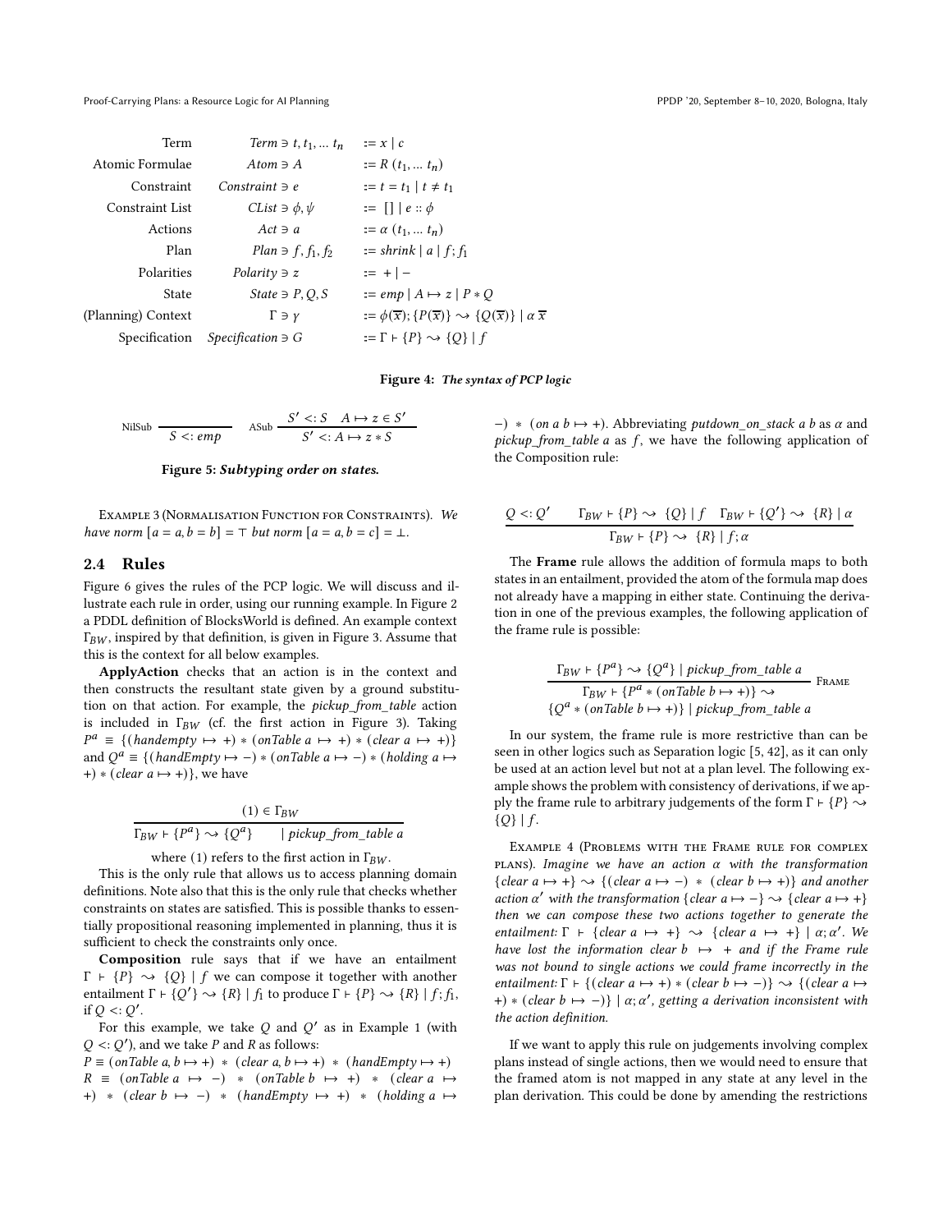| Term | $Term \ni t, t_1, \dots t_n$ | $:= x \mid c$ |
|---|---|---|
| Atomic Formulae | $Atom \ni A$ | $:= R\ (t_1, \dots t_n)$ |
| Constraint | $Constraint \ni e$ | $:= t = t_1 \mid t \neq t_1$ |
| Constraint List | $CList \ni \phi, \psi$ | $:= [] \mid e :: \phi$ |
| Actions | $Act \ni a$ | $:= \alpha\ (t_1, \dots t_n)$ |
| Plan | $Plan \ni f, f_1, f_2$ | $:= shrink \mid a \mid f; f_1$ |
| Polarities | $Polarity \ni z$ | $:= + \mid -$ |
| State | $State \ni P, Q, S$ | $:= emp \mid A \mapsto z \mid P * Q$ |
| (Planning) Context | $\Gamma \ni \gamma$ | $:= \phi(\overline{x}); \{P(\overline{x})\} \rightsquigarrow \{Q(\overline{x})\} \mid \alpha\ \overline{x}$ |
| Specification | $Specification \ni G$ | $:= \Gamma \vdash \{P\} \rightsquigarrow \{Q\} \mid f$ |

**Figure 4: *The syntax of PCP logic***

$$\text{NilSub}\ \frac{}{S <: emp} \qquad \text{ASub}\ \frac{S' <: S \quad A \mapsto z \in S'}{S' <: A \mapsto z * S}$$

**Figure 5: *Subtyping order on states.***

Example 3 (Normalisation Function for Constraints). *We have norm $[a = a, b = b] = \top$ but norm $[a = a, b = c] = \bot$.*

## 2.4 Rules

Figure 6 gives the rules of the PCP logic. We will discuss and illustrate each rule in order, using our running example. In Figure 2 a PDDL definition of BlocksWorld is defined. An example context $\Gamma_{BW}$, inspired by that definition, is given in Figure 3. Assume that this is the context for all below examples.

**ApplyAction** checks that an action is in the context and then constructs the resultant state given by a ground substitution on that action. For example, the *pickup_from_table* action is included in $\Gamma_{BW}$ (cf. the first action in Figure 3). Taking $P^a \equiv \{(handempty \mapsto +) * (onTable\ a \mapsto +) * (clear\ a \mapsto +)\}$ and $Q^a \equiv \{(handEmpty \mapsto -) * (onTable\ a \mapsto -) * (holding\ a \mapsto +) * (clear\ a \mapsto +)\}$, we have

$$\frac{(1) \in \Gamma_{BW}}{\Gamma_{BW} \vdash \{P^a\} \rightsquigarrow \{Q^a\} \quad \mid pickup\_from\_table\ a}$$

where (1) refers to the first action in $\Gamma_{BW}$.

This is the only rule that allows us to access planning domain definitions. Note also that this is the only rule that checks whether constraints on states are satisfied. This is possible thanks to essentially propositional reasoning implemented in planning, thus it is sufficient to check the constraints only once.

**Composition** rule says that if we have an entailment $\Gamma \vdash \{P\} \rightsquigarrow \{Q\} \mid f$ we can compose it together with another entailment $\Gamma \vdash \{Q'\} \rightsquigarrow \{R\} \mid f_1$ to produce $\Gamma \vdash \{P\} \rightsquigarrow \{R\} \mid f; f_1$, if $Q <: Q'$.

For this example, we take $Q$ and $Q'$ as in Example 1 (with $Q <: Q'$), and we take $P$ and $R$ as follows:

$P \equiv (onTable\ a, b \mapsto +) * (clear\ a, b \mapsto +) * (handEmpty \mapsto +)$

$R \equiv (onTable\ a \mapsto -) * (onTable\ b \mapsto +) * (clear\ a \mapsto +) * (clear\ b \mapsto -) * (handEmpty \mapsto +) * (holding\ a \mapsto -) * (on\ a\ b \mapsto +)$. Abbreviating *putdown_on_stack a b* as $\alpha$ and *pickup_from_table a* as $f$, we have the following application of the Composition rule:

$$\frac{Q <: Q' \qquad \Gamma_{BW} \vdash \{P\} \rightsquigarrow \{Q\} \mid f \quad \Gamma_{BW} \vdash \{Q'\} \rightsquigarrow \{R\} \mid \alpha}{\Gamma_{BW} \vdash \{P\} \rightsquigarrow \{R\} \mid f; \alpha}$$

The **Frame** rule allows the addition of formula maps to both states in an entailment, provided the atom of the formula map does not already have a mapping in either state. Continuing the derivation in one of the previous examples, the following application of the frame rule is possible:

$$\frac{\Gamma_{BW} \vdash \{P^a\} \rightsquigarrow \{Q^a\} \mid pickup\_from\_table\ a}{\Gamma_{BW} \vdash \{P^a * (onTable\ b \mapsto +)\} \rightsquigarrow \{Q^a * (onTable\ b \mapsto +)\} \mid pickup\_from\_table\ a}\ \text{Frame}$$

In our system, the frame rule is more restrictive than can be seen in other logics such as Separation logic [5, 42], as it can only be used at an action level but not at a plan level. The following example shows the problem with consistency of derivations, if we apply the frame rule to arbitrary judgements of the form $\Gamma \vdash \{P\} \rightsquigarrow \{Q\} \mid f$.

Example 4 (Problems with the Frame rule for complex plans). *Imagine we have an action $\alpha$ with the transformation $\{clear\ a \mapsto +\} \rightsquigarrow \{(clear\ a \mapsto -) * (clear\ b \mapsto +)\}$ and another action $\alpha'$ with the transformation $\{clear\ a \mapsto -\} \rightsquigarrow \{clear\ a \mapsto +\}$ then we can compose these two actions together to generate the entailment: $\Gamma \vdash \{clear\ a \mapsto +\} \rightsquigarrow \{clear\ a \mapsto +\} \mid \alpha; \alpha'$. We have lost the information $clear\ b \mapsto +$ and if the Frame rule was not bound to single actions we could frame incorrectly in the entailment: $\Gamma \vdash \{(clear\ a \mapsto +) * (clear\ b \mapsto -)\} \rightsquigarrow \{(clear\ a \mapsto +) * (clear\ b \mapsto -)\} \mid \alpha; \alpha'$, getting a derivation inconsistent with the action definition.*

If we want to apply this rule on judgements involving complex plans instead of single actions, then we would need to ensure that the framed atom is not mapped in any state at any level in the plan derivation. This could be done by amending the restrictions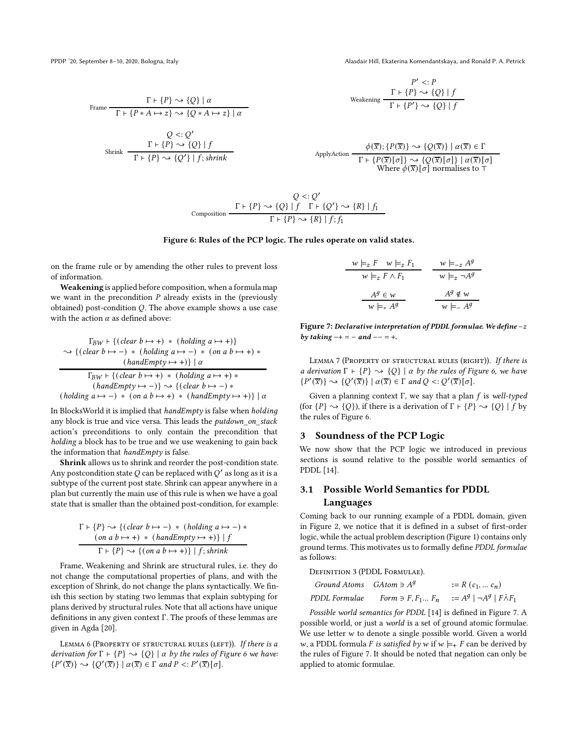$$\text{Frame}\ \frac{\Gamma \vdash \{P\} \rightsquigarrow \{Q\} \mid \alpha}{\Gamma \vdash \{P * A \mapsto z\} \rightsquigarrow \{Q * A \mapsto z\} \mid \alpha}$$

$$\text{Weakening}\ \frac{P' <: P \quad \Gamma \vdash \{P\} \rightsquigarrow \{Q\} \mid f}{\Gamma \vdash \{P'\} \rightsquigarrow \{Q\} \mid f}$$

$$\text{Shrink}\ \frac{Q <: Q' \quad \Gamma \vdash \{P\} \rightsquigarrow \{Q\} \mid f}{\Gamma \vdash \{P\} \rightsquigarrow \{Q'\} \mid f; shrink}$$

$$\text{ApplyAction}\ \frac{\phi(\overline{x}); \{P(\overline{x})\} \rightsquigarrow \{Q(\overline{x})\} \mid \alpha(\overline{x}) \in \Gamma}{\Gamma \vdash \{P(\overline{x})[\sigma]\} \rightsquigarrow \{Q(\overline{x})[\sigma]\} \mid \alpha(\overline{x})[\sigma]}$$
Where $\phi(\overline{x})[\sigma]$ normalises to $\top$

$$\text{Composition}\ \frac{Q <: Q' \quad \Gamma \vdash \{P\} \rightsquigarrow \{Q\} \mid f \quad \Gamma \vdash \{Q'\} \rightsquigarrow \{R\} \mid f_1}{\Gamma \vdash \{P\} \rightsquigarrow \{R\} \mid f; f_1}$$

**Figure 6: Rules of the PCP logic. The rules operate on valid states.**

on the frame rule or by amending the other rules to prevent loss of information.

**Weakening** is applied before composition, when a formula map we want in the precondition $P$ already exists in the (previously obtained) post-condition $Q$. The above example shows a use case with the action $\alpha$ as defined above:

$$\frac{\begin{array}{c}\Gamma_{BW} \vdash \{(clear\ b \mapsto +)\ *\ (holding\ a \mapsto +)\} \\ \rightsquigarrow \{(clear\ b \mapsto -)\ *\ (holding\ a \mapsto -)\ *\ (on\ a\ b \mapsto +)\ * \\ (handEmpty \mapsto +)\} \mid \alpha\end{array}}{\begin{array}{c}\Gamma_{BW} \vdash \{(clear\ b \mapsto +)\ *\ (holding\ a \mapsto +)\ * \\ (handEmpty \mapsto -)\} \rightsquigarrow \{(clear\ b \mapsto -)\ * \\ (holding\ a \mapsto -)\ *\ (on\ a\ b \mapsto +)\ *\ (handEmpty \mapsto +)\} \mid \alpha\end{array}}$$

In BlocksWorld it is implied that *handEmpty* is false when *holding* any block is true and vice versa. This leads the *putdown_on_stack* action's preconditions to only contain the precondition that *holding* a block has to be true and we use weakening to gain back the information that *handEmpty* is false.

**Shrink** allows us to shrink and reorder the post-condition state. Any postcondition state $Q$ can be replaced with $Q'$ as long as it is a subtype of the current post state. Shrink can appear anywhere in a plan but currently the main use of this rule is when we have a goal state that is smaller than the obtained post-condition, for example:

$$\frac{\begin{array}{c}\Gamma \vdash \{P\} \rightsquigarrow \{(clear\ b \mapsto -)\ *\ (holding\ a \mapsto -)\ * \\ (on\ a\ b \mapsto +)\ *\ (handEmpty \mapsto +)\} \mid f\end{array}}{\Gamma \vdash \{P\} \rightsquigarrow \{(on\ a\ b \mapsto +)\} \mid f; shrink}$$

Frame, Weakening and Shrink are structural rules, i.e. they do not change the computational properties of plans, and with the exception of Shrink, do not change the plans syntactically. We finish this section by stating two lemmas that explain subtyping for plans derived by structural rules. Note that all actions have unique definitions in any given context $\Gamma$. The proofs of these lemmas are given in Agda [20].

Lemma 6 (Property of structural rules (left)). *If there is a derivation for $\Gamma \vdash \{P\} \rightsquigarrow \{Q\} \mid \alpha$ by the rules of Figure 6 we have: $\{P'(\overline{x})\} \rightsquigarrow \{Q'(\overline{x})\} \mid \alpha(\overline{x}) \in \Gamma$ and $P <: P'(\overline{x})[\sigma]$.*

Lemma 7 (Property of structural rules (right)). *If there is a derivation $\Gamma \vdash \{P\} \rightsquigarrow \{Q\} \mid \alpha$ by the rules of Figure 6, we have $\{P'(\overline{x})\} \rightsquigarrow \{Q'(\overline{x})\} \mid \alpha(\overline{x}) \in \Gamma$ and $Q <: Q'(\overline{x})[\sigma]$.*

Given a planning context $\Gamma$, we say that a plan $f$ is *well-typed* (for $\{P\} \rightsquigarrow \{Q\}$), if there is a derivation of $\Gamma \vdash \{P\} \rightsquigarrow \{Q\} \mid f$ by the rules of Figure 6.

## 3 Soundness of the PCP Logic

We now show that the PCP logic we introduced in previous sections is sound relative to the possible world semantics of PDDL [14].

### 3.1 Possible World Semantics for PDDL Languages

Coming back to our running example of a PDDL domain, given in Figure 2, we notice that it is defined in a subset of first-order logic, while the actual problem description (Figure 1) contains only ground terms. This motivates us to formally define *PDDL formulae* as follows:

Definition 3 (PDDL Formulae).

| | | |
|---|---|---|
| *Ground Atoms* | $GAtom \ni A^g$ | $:= R\ (c_1, \ldots\ c_n)$ |
| *PDDL Formulae* | $Form \ni F, F_1 \ldots F_n$ | $:= A^g \mid \neg A^g \mid F \dot{\wedge} F_1$ |

*Possible world semantics for PDDL* [14] is defined in Figure 7. A possible world, or just a *world* is a set of ground atomic formulae. We use letter $w$ to denote a single possible world. Given a world $w$, a PDDL formula $F$ is *satisfied by* $w$ if $w \models_+ F$ can be derived by the rules of Figure 7. It should be noted that negation can only be applied to atomic formulae.

$$\frac{w \models_z F \quad w \models_z F_1}{w \models_z F \wedge F_1} \qquad \frac{w \models_{-z} A^g}{w \models_z \neg A^g}$$

$$\frac{A^g \in w}{w \models_+ A^g} \qquad \frac{A^g \notin w}{w \models_- A^g}$$

**Figure 7:** ***Declarative interpretation of PDDL formulae. We define $-z$ by taking $-+ = -$ and $-- = +$.***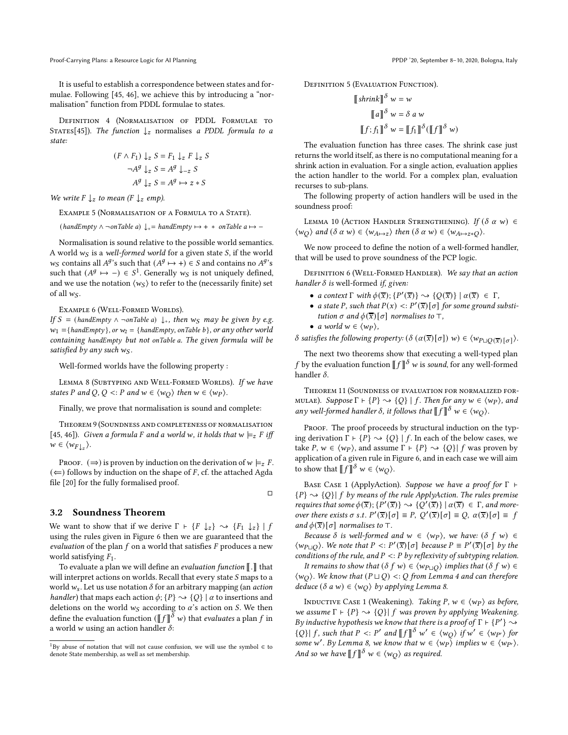It is useful to establish a correspondence between states and formulae. Following [45, 46], we achieve this by introducing a "normalisation" function from PDDL formulae to states.

Definition 4 (Normalisation of PDDL Formulae to States[45]). *The function* $\downarrow_z$ *normalises a PDDL formula to a state:*

$$(F \wedge F_1) \downarrow_z S = F_1 \downarrow_z F \downarrow_z S$$

$$\neg A^g \downarrow_z S = A^g \downarrow_{-z} S$$

$$A^g \downarrow_z S = A^g \mapsto z * S$$

*We write* $F \downarrow_z$ *to mean* $(F \downarrow_z emp)$.

Example 5 (Normalisation of a Formula to a State).

$(handEmpty \wedge \neg onTable\ a) \downarrow_+ = handEmpty \mapsto + \ * \ onTable\ a \mapsto -$

Normalisation is sound relative to the possible world semantics. A world $w_S$ is a *well-formed world* for a given state $S$, if the world $w_S$ contains all $A^g$'s such that $(A^g \mapsto +) \in S$ and contains no $A^g$'s such that $(A^g \mapsto -) \in S$[1]. Generally $w_S$ is not uniquely defined, and we use the notation $\langle w_S \rangle$ to refer to the (necessarily finite) set of all $w_S$.

Example 6 (Well-Formed Worlds).
*If* $S = (handEmpty \wedge \neg onTable\ a) \downarrow_+$, *then* $w_S$ *may be given by e.g.* $w_1 = \{handEmpty\}$, *or* $w_2 = \{handEmpty, onTable\ b\}$, *or any other world containing* handEmpty *but not* onTable a. *The given formula will be satisfied by any such* $w_S$.

Well-formed worlds have the following property :

Lemma 8 (Subtyping and Well-Formed Worlds). *If we have states* $P$ *and* $Q$, $Q <: P$ *and* $w \in \langle w_Q \rangle$ *then* $w \in \langle w_P \rangle$.

Finally, we prove that normalisation is sound and complete:

Theorem 9 (Soundness and completeness of normalisation [45, 46]). *Given a formula* $F$ *and a world* $w$, *it holds that* $w \models_z F$ *iff* $w \in \langle w_{F\downarrow_z} \rangle$.

Proof. ($\Rightarrow$) is proven by induction on the derivation of $w \models_z F$. ($\Leftarrow$) follows by induction on the shape of $F$, cf. the attached Agda file [20] for the fully formalised proof. □

## 3.2 Soundness Theorem

We want to show that if we derive $\Gamma \vdash \{F \downarrow_z\} \rightsquigarrow \{F_1 \downarrow_z\} \mid f$ using the rules given in Figure 6 then we are guaranteed that the *evaluation* of the plan $f$ on a world that satisfies $F$ produces a new world satisfying $F_1$.

To evaluate a plan we will define an *evaluation function* $[\![ . ]\!]$ that will interpret actions on worlds. Recall that every state $S$ maps to a world $w_s$. Let us use notation $\delta$ for an arbitrary mapping (an *action handler*) that maps each action $\phi; \{P\} \rightsquigarrow \{Q\} \mid \alpha$ to insertions and deletions on the world $w_S$ according to $\alpha$'s action on $S$. We then define the evaluation function $([\![ f ]\!]^\delta\ w)$ that *evaluates* a plan $f$ in a world $w$ using an action handler $\delta$:

[1] By abuse of notation that will not cause confusion, we will use the symbol $\in$ to denote State membership, as well as set membership.

Definition 5 (Evaluation Function).

$$[\![ shrink ]\!]^\delta\ w = w$$

$$[\![ a ]\!]^\delta\ w = \delta\ a\ w$$

$$[\![ f ; f_1 ]\!]^\delta\ w = [\![ f_1 ]\!]^\delta ([\![ f ]\!]^\delta\ w)$$

The evaluation function has three cases. The shrink case just returns the world itself, as there is no computational meaning for a shrink action in evaluation. For a single action, evaluation applies the action handler to the world. For a complex plan, evaluation recurses to sub-plans.

The following property of action handlers will be used in the soundness proof:

Lemma 10 (Action Handler Strengthening). *If* $(\delta\ \alpha\ w) \in \langle w_Q \rangle$ *and* $(\delta\ \alpha\ w) \in \langle w_{A \mapsto z} \rangle$ *then* $(\delta\ \alpha\ w) \in \langle w_{A \mapsto z * Q} \rangle$.

We now proceed to define the notion of a well-formed handler, that will be used to prove soundness of the PCP logic.

Definition 6 (Well-Formed Handler). *We say that an action handler* $\delta$ *is* well-formed *if, given:*

- *a context* $\Gamma$ *with* $\phi(\overline{x}); \{P'(\overline{x})\} \rightsquigarrow \{Q(\overline{x})\} \mid \alpha(\overline{x}) \in \Gamma$,
- *a state* $P$, *such that* $P(x) <: P'(\overline{x})[\sigma]$ *for some ground substitution* $\sigma$ *and* $\phi(\overline{x})[\sigma]$ *normalises to* $\top$,
- *a world* $w \in \langle w_P \rangle$,

$\delta$ *satisfies the following property:* $(\delta\ (\alpha(\overline{x})[\sigma])\ w) \in \langle w_{P \sqcup Q(\overline{x})[\sigma]} \rangle$.

The next two theorems show that executing a well-typed plan $f$ by the evaluation function $[\![ f ]\!]^\delta\ w$ is *sound*, for any well-formed handler $\delta$.

Theorem 11 (Soundness of evaluation for normalized formulae). *Suppose* $\Gamma \vdash \{P\} \rightsquigarrow \{Q\} \mid f$. *Then for any* $w \in \langle w_P \rangle$, *and any well-formed handler* $\delta$, *it follows that* $[\![ f ]\!]^\delta\ w \in \langle w_Q \rangle$.

Proof. The proof proceeds by structural induction on the typing derivation $\Gamma \vdash \{P\} \rightsquigarrow \{Q\} \mid f$. In each of the below cases, we take $P$, $w \in \langle w_P \rangle$, and assume $\Gamma \vdash \{P\} \rightsquigarrow \{Q\} \mid f$ was proven by application of a given rule in Figure 6, and in each case we will aim to show that $[\![ f ]\!]^\delta\ w \in \langle w_Q \rangle$.

Base Case 1 (ApplyAction). *Suppose we have a proof for* $\Gamma \vdash \{P\} \rightsquigarrow \{Q\} \mid f$ *by means of the rule ApplyAction. The rules premise requires that some* $\phi(\overline{x}); \{P'(\overline{x})\} \rightsquigarrow \{Q'(\overline{x})\} \mid \alpha(\overline{x}) \in \Gamma$, *and moreover there exists* $\sigma$ *s.t.* $P'(\overline{x})[\sigma] \equiv P$, $Q'(\overline{x})[\sigma] \equiv Q$, $\alpha(\overline{x})[\sigma] \equiv f$ *and* $\phi(\overline{x})[\sigma]$ *normalises to* $\top$.

*Because* $\delta$ *is well-formed and* $w \in \langle w_P \rangle$, *we have:* $(\delta\ f\ w) \in \langle w_{P \sqcup Q} \rangle$. *We note that* $P <: P'(\overline{x})[\sigma]$ *because* $P \equiv P'(\overline{x})[\sigma]$ *by the conditions of the rule, and* $P <: P$ *by reflexivity of subtyping relation.*

*It remains to show that* $(\delta\ f\ w) \in \langle w_{P \sqcup Q} \rangle$ *implies that* $(\delta\ f\ w) \in \langle w_Q \rangle$. *We know that* $(P \sqcup Q) <: Q$ *from Lemma 4 and can therefore deduce* $(\delta\ a\ w) \in \langle w_Q \rangle$ *by applying Lemma 8.*

Inductive Case 1 (Weakening). *Taking* $P$, $w \in \langle w_P \rangle$ *as before, we assume* $\Gamma \vdash \{P\} \rightsquigarrow \{Q\} \mid f$ *was proven by applying Weakening. By inductive hypothesis we know that there is a proof of* $\Gamma \vdash \{P'\} \rightsquigarrow \{Q\} \mid f$, *such that* $P <: P'$ *and* $[\![ f ]\!]^\delta\ w' \in \langle w_Q \rangle$ *if* $w' \in \langle w_{P'} \rangle$ *for some* $w'$. *By Lemma 8, we know that* $w \in \langle w_P \rangle$ *implies* $w \in \langle w_{P'} \rangle$. *And so we have* $[\![ f ]\!]^\delta\ w \in \langle w_Q \rangle$ *as required.*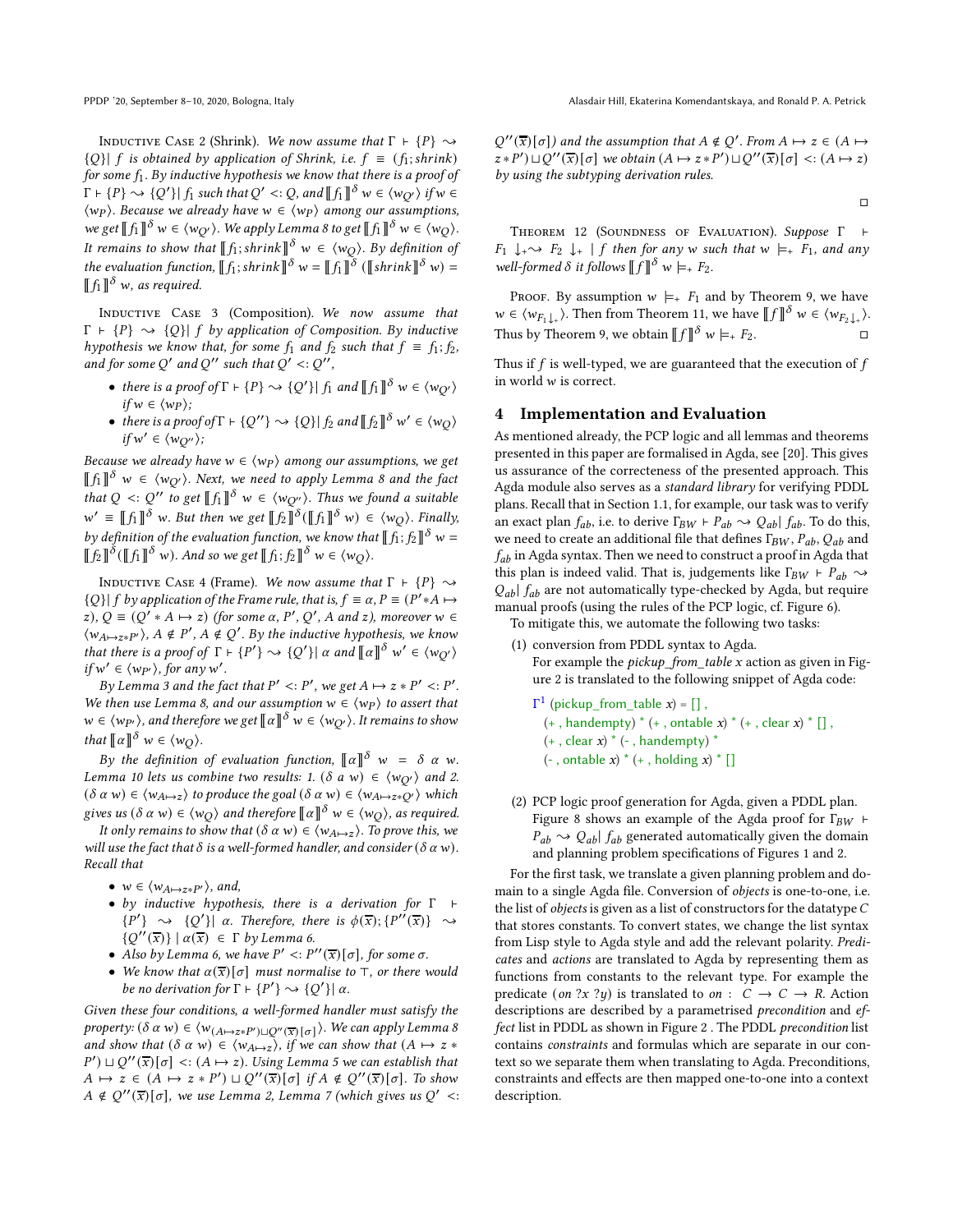Inductive Case 2 (Shrink). *We now assume that* $\Gamma \vdash \{P\} \rightsquigarrow \{Q\} |\ f$ *is obtained by application of Shrink, i.e.* $f \equiv (f_1; shrink)$ *for some* $f_1$*. By inductive hypothesis we know that there is a proof of* $\Gamma \vdash \{P\} \rightsquigarrow \{Q'\} |\ f_1$ *such that* $Q' <: Q$*, and* $[\![ f_1 ]\!]^{\delta}\ w \in \langle w_{Q'} \rangle$ *if* $w \in \langle w_P \rangle$*. Because we already have* $w \in \langle w_P \rangle$ *among our assumptions, we get* $[\![ f_1 ]\!]^{\delta}\ w \in \langle w_{Q'} \rangle$*. We apply Lemma 8 to get* $[\![ f_1 ]\!]^{\delta}\ w \in \langle w_Q \rangle$*. It remains to show that* $[\![ f_1; shrink ]\!]^{\delta}\ w \in \langle w_Q \rangle$*. By definition of the evaluation function,* $[\![ f_1; shrink ]\!]^{\delta}\ w = [\![ f_1 ]\!]^{\delta}\ ([\![ shrink ]\!]^{\delta}\ w) = [\![ f_1 ]\!]^{\delta}\ w$*, as required.*

Inductive Case 3 (Composition). *We now assume that* $\Gamma \vdash \{P\} \rightsquigarrow \{Q\} |\ f$ *by application of Composition. By inductive hypothesis we know that, for some* $f_1$ *and* $f_2$ *such that* $f \equiv f_1; f_2$*, and for some* $Q'$ *and* $Q''$ *such that* $Q' <: Q''$*,*

- *there is a proof of* $\Gamma \vdash \{P\} \rightsquigarrow \{Q'\} |\ f_1$ *and* $[\![ f_1 ]\!]^{\delta}\ w \in \langle w_{Q'} \rangle$ *if* $w \in \langle w_P \rangle$*;*
- *there is a proof of* $\Gamma \vdash \{Q''\} \rightsquigarrow \{Q\} |\ f_2$ *and* $[\![ f_2 ]\!]^{\delta}\ w' \in \langle w_Q \rangle$ *if* $w' \in \langle w_{Q''} \rangle$*;*

*Because we already have* $w \in \langle w_P \rangle$ *among our assumptions, we get* $[\![ f_1 ]\!]^{\delta}\ w \in \langle w_{Q'} \rangle$*. Next, we need to apply Lemma 8 and the fact that* $Q <: Q''$ *to get* $[\![ f_1 ]\!]^{\delta}\ w \in \langle w_{Q''} \rangle$*. Thus we found a suitable* $w' \equiv [\![ f_1 ]\!]^{\delta}\ w$*. But then we get* $[\![ f_2 ]\!]^{\delta}([\![ f_1 ]\!]^{\delta}\ w) \in \langle w_Q \rangle$*. Finally, by definition of the evaluation function, we know that* $[\![ f_1; f_2 ]\!]^{\delta}\ w = [\![ f_2 ]\!]^{\delta}([\![ f_1 ]\!]^{\delta}\ w)$*. And so we get* $[\![ f_1; f_2 ]\!]^{\delta}\ w \in \langle w_Q \rangle$*.*

Inductive Case 4 (Frame). *We now assume that* $\Gamma \vdash \{P\} \rightsquigarrow \{Q\} |\ f$ *by application of the Frame rule, that is,* $f \equiv \alpha$*,* $P \equiv (P' * A \mapsto z)$*,* $Q \equiv (Q' * A \mapsto z)$ *(for some* $\alpha$*,* $P'$*,* $Q'$*,* $A$ *and* $z$*), moreover* $w \in \langle w_{A \mapsto z * P'} \rangle$*,* $A \notin P'$*,* $A \notin Q'$*. By the inductive hypothesis, we know that there is a proof of* $\Gamma \vdash \{P'\} \rightsquigarrow \{Q'\} |\ \alpha$ *and* $[\![ \alpha ]\!]^{\delta}\ w' \in \langle w_{Q'} \rangle$ *if* $w' \in \langle w_{P'} \rangle$*, for any* $w'$*.*

*By Lemma 3 and the fact that* $P' <: P'$*, we get* $A \mapsto z * P' <: P'$*. We then use Lemma 8, and our assumption* $w \in \langle w_P \rangle$ *to assert that* $w \in \langle w_{P'} \rangle$*, and therefore we get* $[\![ \alpha ]\!]^{\delta}\ w \in \langle w_{Q'} \rangle$*. It remains to show that* $[\![ \alpha ]\!]^{\delta}\ w \in \langle w_Q \rangle$*.*

*By the definition of evaluation function,* $[\![ \alpha ]\!]^{\delta}\ w = \delta\ \alpha\ w$*. Lemma 10 lets us combine two results: 1.* $(\delta\ a\ w) \in \langle w_{Q'} \rangle$ *and 2.* $(\delta\ \alpha\ w) \in \langle w_{A \mapsto z} \rangle$ *to produce the goal* $(\delta\ \alpha\ w) \in \langle w_{A \mapsto z * Q'} \rangle$ *which gives us* $(\delta\ \alpha\ w) \in \langle w_Q \rangle$ *and therefore* $[\![ \alpha ]\!]^{\delta}\ w \in \langle w_Q \rangle$*, as required.*

*It only remains to show that* $(\delta\ \alpha\ w) \in \langle w_{A \mapsto z} \rangle$*. To prove this, we will use the fact that* $\delta$ *is a well-formed handler, and consider* $(\delta\ \alpha\ w)$*. Recall that*

- $w \in \langle w_{A \mapsto z * P'} \rangle$*, and,*
- *by inductive hypothesis, there is a derivation for* $\Gamma \vdash \{P'\} \rightsquigarrow \{Q'\} |\ \alpha$*. Therefore, there is* $\phi(\overline{x}); \{P''(\overline{x})\} \rightsquigarrow \{Q''(\overline{x})\} \mid \alpha(\overline{x}) \in \Gamma$ *by Lemma 6.*
- *Also by Lemma 6, we have* $P' <: P''(\overline{x})[\sigma]$*, for some* $\sigma$*.*
- *We know that* $\alpha(\overline{x})[\sigma]$ *must normalise to* $\top$*, or there would be no derivation for* $\Gamma \vdash \{P'\} \rightsquigarrow \{Q'\} |\ \alpha$*.*

*Given these four conditions, a well-formed handler must satisfy the property:* $(\delta\ \alpha\ w) \in \langle w_{(A \mapsto z * P') \sqcup Q''(\overline{x})[\sigma]} \rangle$*. We can apply Lemma 8 and show that* $(\delta\ \alpha\ w) \in \langle w_{A \mapsto z} \rangle$*, if we can show that* $(A \mapsto z * P') \sqcup Q''(\overline{x})[\sigma] <: (A \mapsto z)$*. Using Lemma 5 we can establish that* $A \mapsto z \in (A \mapsto z * P') \sqcup Q''(\overline{x})[\sigma]$ *if* $A \notin Q''(\overline{x})[\sigma]$*. To show* $A \notin Q''(\overline{x})[\sigma]$*, we use Lemma 2, Lemma 7 (which gives us* $Q' <: Q''(\overline{x})[\sigma]$*) and the assumption that* $A \notin Q'$*. From* $A \mapsto z \in (A \mapsto z * P') \sqcup Q''(\overline{x})[\sigma]$ *we obtain* $(A \mapsto z * P') \sqcup Q''(\overline{x})[\sigma] <: (A \mapsto z)$ *by using the subtyping derivation rules.*

□

Theorem 12 (Soundness of Evaluation). *Suppose* $\Gamma \vdash F_1 \downarrow_{+} \rightsquigarrow F_2 \downarrow_{+} |\ f$ *then for any* $w$ *such that* $w \models_{+} F_1$*, and any well-formed* $\delta$ *it follows* $[\![ f ]\!]^{\delta}\ w \models_{+} F_2$*.*

Proof. By assumption $w \models_{+} F_1$ and by Theorem 9, we have $w \in \langle w_{F_1 \downarrow_{+}} \rangle$. Then from Theorem 11, we have $[\![ f ]\!]^{\delta}\ w \in \langle w_{F_2 \downarrow_{+}} \rangle$. Thus by Theorem 9, we obtain $[\![ f ]\!]^{\delta}\ w \models_{+} F_2$. □

Thus if $f$ is well-typed, we are guaranteed that the execution of $f$ in world $w$ is correct.

## 4 Implementation and Evaluation

As mentioned already, the PCP logic and all lemmas and theorems presented in this paper are formalised in Agda, see [20]. This gives us assurance of the correcteness of the presented approach. This Agda module also serves as a *standard library* for verifying PDDL plans. Recall that in Section 1.1, for example, our task was to verify an exact plan $f_{ab}$, i.e. to derive $\Gamma_{BW} \vdash P_{ab} \rightsquigarrow Q_{ab} |\ f_{ab}$. To do this, we need to create an additional file that defines $\Gamma_{BW}$, $P_{ab}$, $Q_{ab}$ and $f_{ab}$ in Agda syntax. Then we need to construct a proof in Agda that this plan is indeed valid. That is, judgements like $\Gamma_{BW} \vdash P_{ab} \rightsquigarrow Q_{ab} |\ f_{ab}$ are not automatically type-checked by Agda, but require manual proofs (using the rules of the PCP logic, cf. Figure 6).

To mitigate this, we automate the following two tasks:

1. conversion from PDDL syntax to Agda.
   For example the *pickup_from_table x* action as given in Figure 2 is translated to the following snippet of Agda code:

   ```
   Γ¹ (pickup_from_table x) = [] ,
      (+ , handempty) * (+ , ontable x) * (+ , clear x) * [] ,
      (+ , clear x) * (- , handempty) *
      (- , ontable x) * (+ , holding x) * []
   ```

2. PCP logic proof generation for Agda, given a PDDL plan.
   Figure 8 shows an example of the Agda proof for $\Gamma_{BW} \vdash P_{ab} \rightsquigarrow Q_{ab} |\ f_{ab}$ generated automatically given the domain and planning problem specifications of Figures 1 and 2.

For the first task, we translate a given planning problem and domain to a single Agda file. Conversion of *objects* is one-to-one, i.e. the list of *objects* is given as a list of constructors for the datatype $C$ that stores constants. To convert states, we change the list syntax from Lisp style to Agda style and add the relevant polarity. *Predicates* and *actions* are translated to Agda by representing them as functions from constants to the relevant type. For example the predicate (*on ?x ?y*) is translated to *on* : $C \rightarrow C \rightarrow R$. Action descriptions are described by a parametrised *precondition* and *effect* list in PDDL as shown in Figure 2 . The PDDL *precondition* list contains *constraints* and formulas which are separate in our context so we separate them when translating to Agda. Preconditions, constraints and effects are then mapped one-to-one into a context description.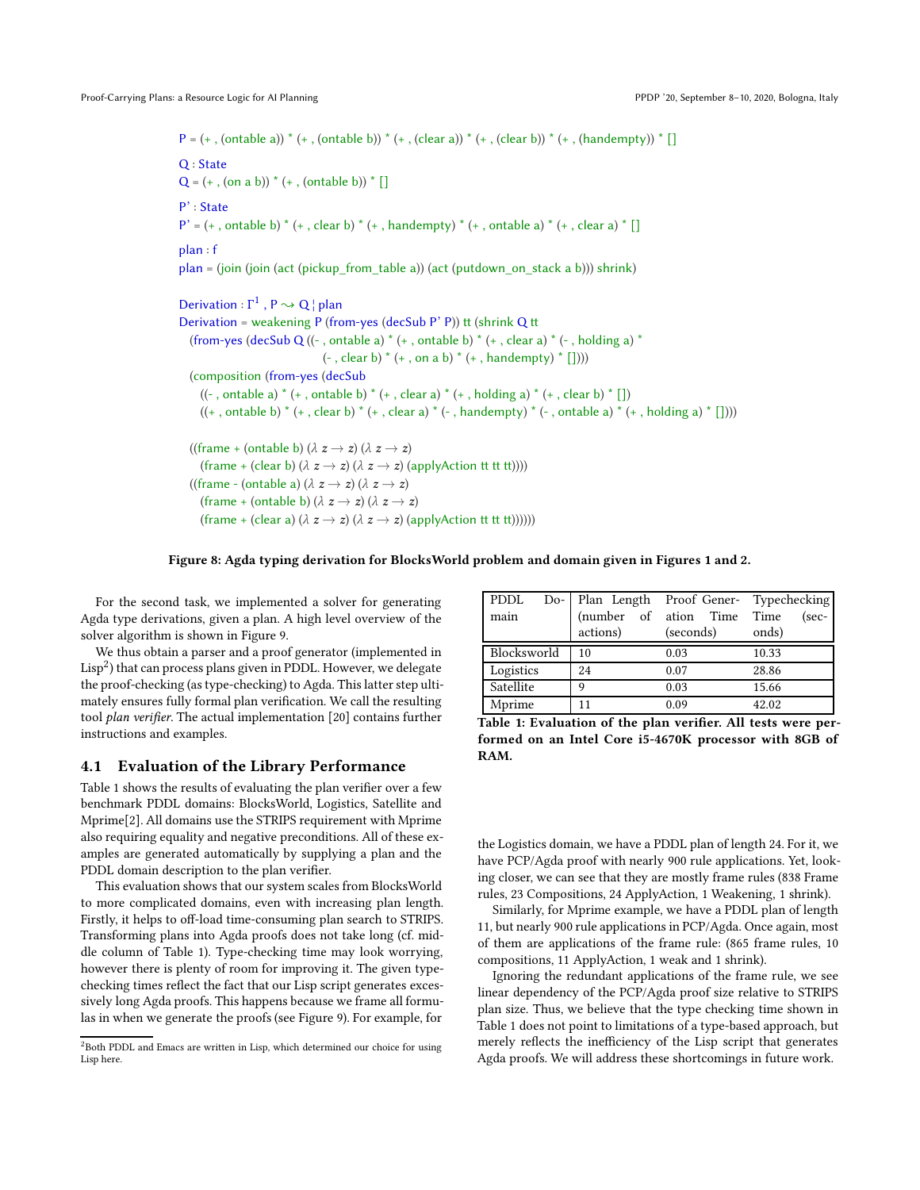```
P = (+ , (ontable a)) * (+ , (ontable b)) * (+ , (clear a)) * (+ , (clear b)) * (+ , (handempty)) * []

Q : State
Q = (+ , (on a b)) * (+ , (ontable b)) * []

P' : State
P' = (+ , ontable b) * (+ , clear b) * (+ , handempty) * (+ , ontable a) * (+ , clear a) * []

plan : f
plan = (join (join (act (pickup_from_table a)) (act (putdown_on_stack a b))) shrink)

Derivation : Γ¹ , P ⇝ Q ¦ plan
Derivation = weakening P (from-yes (decSub P' P)) tt (shrink Q tt
  (from-yes (decSub Q ((- , ontable a) * (+ , ontable b) * (+ , clear a) * (- , holding a) *
                       (- , clear b) * (+ , on a b) * (+ , handempty) * [])))
  (composition (from-yes (decSub
    ((- , ontable a) * (+ , ontable b) * (+ , clear a) * (+ , holding a) * (+ , clear b) * [])
    ((+ , ontable b) * (+ , clear b) * (+ , clear a) * (- , handempty) * (- , ontable a) * (+ , holding a) * [])))

  ((frame + (ontable b) (λ z → z) (λ z → z)
    (frame + (clear b) (λ z → z) (λ z → z) (applyAction tt tt tt))))
  ((frame - (ontable a) (λ z → z) (λ z → z)
    (frame + (ontable b) (λ z → z) (λ z → z)
    (frame + (clear a) (λ z → z) (λ z → z) (applyAction tt tt tt))))))
```

**Figure 8: Agda typing derivation for BlocksWorld problem and domain given in Figures 1 and 2.**

For the second task, we implemented a solver for generating Agda type derivations, given a plan. A high level overview of the solver algorithm is shown in Figure 9.

We thus obtain a parser and a proof generator (implemented in Lisp[2]) that can process plans given in PDDL. However, we delegate the proof-checking (as type-checking) to Agda. This latter step ultimately ensures fully formal plan verification. We call the resulting tool *plan verifier*. The actual implementation [20] contains further instructions and examples.

## 4.1 Evaluation of the Library Performance

Table 1 shows the results of evaluating the plan verifier over a few benchmark PDDL domains: BlocksWorld, Logistics, Satellite and Mprime[2]. All domains use the STRIPS requirement with Mprime also requiring equality and negative preconditions. All of these examples are generated automatically by supplying a plan and the PDDL domain description to the plan verifier.

This evaluation shows that our system scales from BlocksWorld to more complicated domains, even with increasing plan length. Firstly, it helps to off-load time-consuming plan search to STRIPS. Transforming plans into Agda proofs does not take long (cf. middle column of Table 1). Type-checking time may look worrying, however there is plenty of room for improving it. The given type-checking times reflect the fact that our Lisp script generates excessively long Agda proofs. This happens because we frame all formulas in when we generate the proofs (see Figure 9). For example, for the Logistics domain, we have a PDDL plan of length 24. For it, we have PCP/Agda proof with nearly 900 rule applications. Yet, looking closer, we can see that they are mostly frame rules (838 Frame rules, 23 Compositions, 24 ApplyAction, 1 Weakening, 1 shrink).

| PDDL Domain | Plan Length (number of actions) | Proof Generation Time (seconds) | Typechecking Time (seconds) |
|---|---|---|---|
| Blocksworld | 10 | 0.03 | 10.33 |
| Logistics | 24 | 0.07 | 28.86 |
| Satellite | 9 | 0.03 | 15.66 |
| Mprime | 11 | 0.09 | 42.02 |

**Table 1: Evaluation of the plan verifier. All tests were performed on an Intel Core i5-4670K processor with 8GB of RAM.**

Similarly, for Mprime example, we have a PDDL plan of length 11, but nearly 900 rule applications in PCP/Agda. Once again, most of them are applications of the frame rule: (865 frame rules, 10 compositions, 11 ApplyAction, 1 weak and 1 shrink).

Ignoring the redundant applications of the frame rule, we see linear dependency of the PCP/Agda proof size relative to STRIPS plan size. Thus, we believe that the type checking time shown in Table 1 does not point to limitations of a type-based approach, but merely reflects the inefficiency of the Lisp script that generates Agda proofs. We will address these shortcomings in future work.

[2] Both PDDL and Emacs are written in Lisp, which determined our choice for using Lisp here.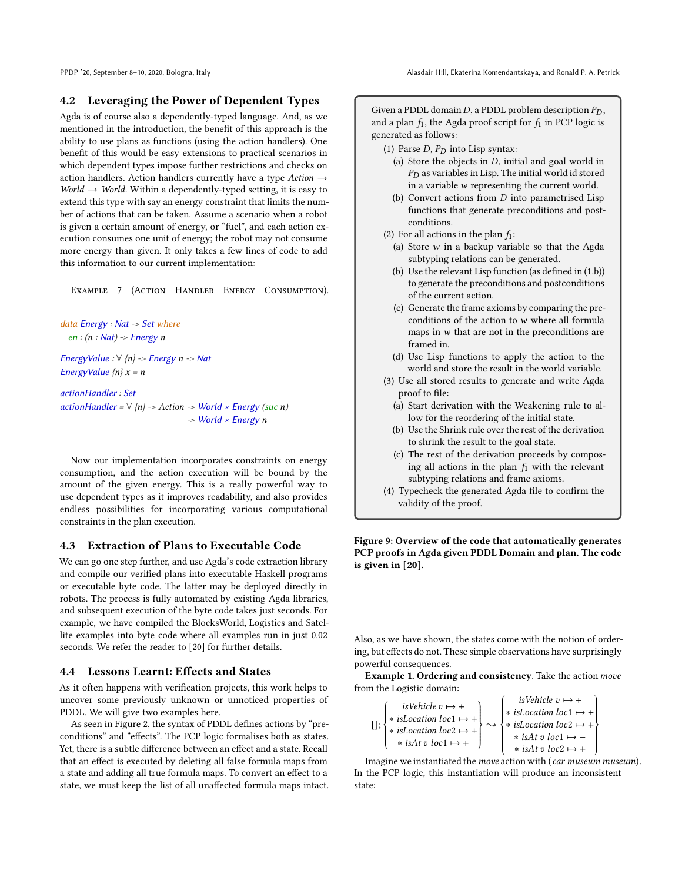## 4.2 Leveraging the Power of Dependent Types

Agda is of course also a dependently-typed language. And, as we mentioned in the introduction, the benefit of this approach is the ability to use plans as functions (using the action handlers). One benefit of this would be easy extensions to practical scenarios in which dependent types impose further restrictions and checks on action handlers. Action handlers currently have a type *Action* → *World* → *World*. Within a dependently-typed setting, it is easy to extend this type with say an energy constraint that limits the number of actions that can be taken. Assume a scenario when a robot is given a certain amount of energy, or "fuel", and each action execution consumes one unit of energy; the robot may not consume more energy than given. It only takes a few lines of code to add this information to our current implementation:

Example 7 (Action Handler Energy Consumption).

```
data Energy : Nat -> Set where
  en : (n : Nat) -> Energy n

EnergyValue : ∀ {n} -> Energy n -> Nat
EnergyValue {n} x = n

actionHandler : Set
actionHandler = ∀ {n} -> Action -> World × Energy (suc n)
                                -> World × Energy n
```

Now our implementation incorporates constraints on energy consumption, and the action execution will be bound by the amount of the given energy. This is a really powerful way to use dependent types as it improves readability, and also provides endless possibilities for incorporating various computational constraints in the plan execution.

## 4.3 Extraction of Plans to Executable Code

We can go one step further, and use Agda's code extraction library and compile our verified plans into executable Haskell programs or executable byte code. The latter may be deployed directly in robots. The process is fully automated by existing Agda libraries, and subsequent execution of the byte code takes just seconds. For example, we have compiled the BlocksWorld, Logistics and Satellite examples into byte code where all examples run in just 0.02 seconds. We refer the reader to [20] for further details.

## 4.4 Lessons Learnt: Effects and States

As it often happens with verification projects, this work helps to uncover some previously unknown or unnoticed properties of PDDL. We will give two examples here.

As seen in Figure 2, the syntax of PDDL defines actions by "preconditions" and "effects". The PCP logic formalises both as states. Yet, there is a subtle difference between an effect and a state. Recall that an effect is executed by deleting all false formula maps from a state and adding all true formula maps. To convert an effect to a state, we must keep the list of all unaffected formula maps intact.

Given a PDDL domain $D$, a PDDL problem description $P_D$, and a plan $f_1$, the Agda proof script for $f_1$ in PCP logic is generated as follows:

1. Parse $D$, $P_D$ into Lisp syntax:
   - (a) Store the objects in $D$, initial and goal world in $P_D$ as variables in Lisp. The initial world id stored in a variable $w$ representing the current world.
   - (b) Convert actions from $D$ into parametrised Lisp functions that generate preconditions and postconditions.
2. For all actions in the plan $f_1$:
   - (a) Store $w$ in a backup variable so that the Agda subtyping relations can be generated.
   - (b) Use the relevant Lisp function (as defined in (1.b)) to generate the preconditions and postconditions of the current action.
   - (c) Generate the frame axioms by comparing the preconditions of the action to $w$ where all formula maps in $w$ that are not in the preconditions are framed in.
   - (d) Use Lisp functions to apply the action to the world and store the result in the world variable.
3. Use all stored results to generate and write Agda proof to file:
   - (a) Start derivation with the Weakening rule to allow for the reordering of the initial state.
   - (b) Use the Shrink rule over the rest of the derivation to shrink the result to the goal state.
   - (c) The rest of the derivation proceeds by composing all actions in the plan $f_1$ with the relevant subtyping relations and frame axioms.
4. Typecheck the generated Agda file to confirm the validity of the proof.

**Figure 9: Overview of the code that automatically generates PCP proofs in Agda given PDDL Domain and plan. The code is given in [20].**

Also, as we have shown, the states come with the notion of ordering, but effects do not. These simple observations have surprisingly powerful consequences.

**Example 1. Ordering and consistency**. Take the action *move* from the Logistic domain:

$$[\,];\left\{\begin{array}{c} isVehicle\ v \mapsto + \\ *\ isLocation\ loc1 \mapsto + \\ *\ isLocation\ loc2 \mapsto + \\ *\ isAt\ v\ loc1 \mapsto + \end{array}\right\} \rightsquigarrow \left\{\begin{array}{c} isVehicle\ v \mapsto + \\ *\ isLocation\ loc1 \mapsto + \\ *\ isLocation\ loc2 \mapsto + \\ *\ isAt\ v\ loc1 \mapsto - \\ *\ isAt\ v\ loc2 \mapsto + \end{array}\right\}$$

Imagine we instantiated the *move* action with (*car museum museum*). In the PCP logic, this instantiation will produce an inconsistent state: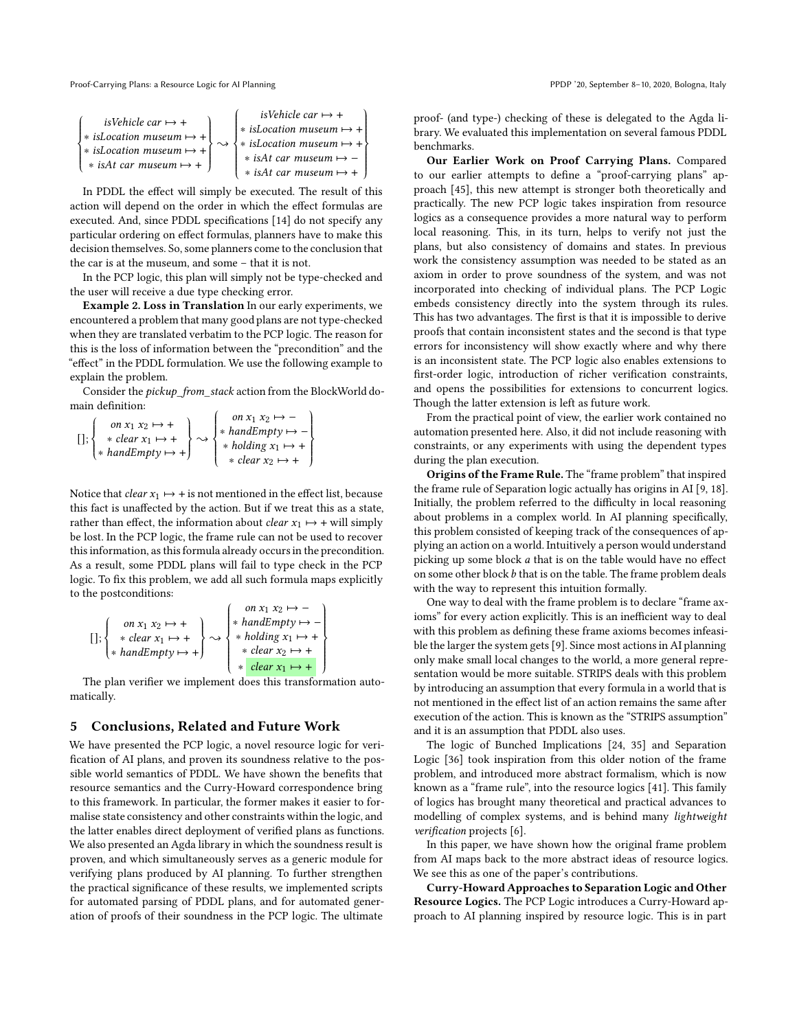$$\left\{\begin{array}{c} isVehicle\ car \mapsto + \\ * \ isLocation\ museum \mapsto + \\ * \ isLocation\ museum \mapsto + \\ * \ isAt\ car\ museum \mapsto + \end{array}\right\} \rightsquigarrow \left\{\begin{array}{c} isVehicle\ car \mapsto + \\ * \ isLocation\ museum \mapsto + \\ * \ isLocation\ museum \mapsto + \\ * \ isAt\ car\ museum \mapsto - \\ * \ isAt\ car\ museum \mapsto + \end{array}\right\}$$

In PDDL the effect will simply be executed. The result of this action will depend on the order in which the effect formulas are executed. And, since PDDL specifications [14] do not specify any particular ordering on effect formulas, planners have to make this decision themselves. So, some planners come to the conclusion that the car is at the museum, and some – that it is not.

In the PCP logic, this plan will simply not be type-checked and the user will receive a due type checking error.

**Example 2. Loss in Translation** In our early experiments, we encountered a problem that many good plans are not type-checked when they are translated verbatim to the PCP logic. The reason for this is the loss of information between the "precondition" and the "effect" in the PDDL formulation. We use the following example to explain the problem.

Consider the *pickup_from_stack* action from the BlockWorld domain definition:

$$[\,];\left\{\begin{array}{c} on\ x_1\ x_2 \mapsto + \\ * \ clear\ x_1 \mapsto + \\ * \ handEmpty \mapsto + \end{array}\right\} \rightsquigarrow \left\{\begin{array}{c} on\ x_1\ x_2 \mapsto - \\ * \ handEmpty \mapsto - \\ * \ holding\ x_1 \mapsto + \\ * \ clear\ x_2 \mapsto + \end{array}\right\}$$

Notice that $clear\ x_1 \mapsto +$ is not mentioned in the effect list, because this fact is unaffected by the action. But if we treat this as a state, rather than effect, the information about $clear\ x_1 \mapsto +$ will simply be lost. In the PCP logic, the frame rule can not be used to recover this information, as this formula already occurs in the precondition. As a result, some PDDL plans will fail to type check in the PCP logic. To fix this problem, we add all such formula maps explicitly to the postconditions:

$$[\,];\left\{\begin{array}{c} on\ x_1\ x_2 \mapsto + \\ * \ clear\ x_1 \mapsto + \\ * \ handEmpty \mapsto + \end{array}\right\} \rightsquigarrow \left\{\begin{array}{c} on\ x_1\ x_2 \mapsto - \\ * \ handEmpty \mapsto - \\ * \ holding\ x_1 \mapsto + \\ * \ clear\ x_2 \mapsto + \\ * \ \boxed{clear\ x_1 \mapsto +} \end{array}\right\}$$

The plan verifier we implement does this transformation automatically.

## 5 Conclusions, Related and Future Work

We have presented the PCP logic, a novel resource logic for verification of AI plans, and proven its soundness relative to the possible world semantics of PDDL. We have shown the benefits that resource semantics and the Curry-Howard correspondence bring to this framework. In particular, the former makes it easier to formalise state consistency and other constraints within the logic, and the latter enables direct deployment of verified plans as functions. We also presented an Agda library in which the soundness result is proven, and which simultaneously serves as a generic module for verifying plans produced by AI planning. To further strengthen the practical significance of these results, we implemented scripts for automated parsing of PDDL plans, and for automated generation of proofs of their soundness in the PCP logic. The ultimate proof- (and type-) checking of these is delegated to the Agda library. We evaluated this implementation on several famous PDDL benchmarks.

**Our Earlier Work on Proof Carrying Plans.** Compared to our earlier attempts to define a "proof-carrying plans" approach [45], this new attempt is stronger both theoretically and practically. The new PCP logic takes inspiration from resource logics as a consequence provides a more natural way to perform local reasoning. This, in its turn, helps to verify not just the plans, but also consistency of domains and states. In previous work the consistency assumption was needed to be stated as an axiom in order to prove soundness of the system, and was not incorporated into checking of individual plans. The PCP Logic embeds consistency directly into the system through its rules. This has two advantages. The first is that it is impossible to derive proofs that contain inconsistent states and the second is that type errors for inconsistency will show exactly where and why there is an inconsistent state. The PCP logic also enables extensions to first-order logic, introduction of richer verification constraints, and opens the possibilities for extensions to concurrent logics. Though the latter extension is left as future work.

From the practical point of view, the earlier work contained no automation presented here. Also, it did not include reasoning with constraints, or any experiments with using the dependent types during the plan execution.

**Origins of the Frame Rule.** The "frame problem" that inspired the frame rule of Separation logic actually has origins in AI [9, 18]. Initially, the problem referred to the difficulty in local reasoning about problems in a complex world. In AI planning specifically, this problem consisted of keeping track of the consequences of applying an action on a world. Intuitively a person would understand picking up some block *a* that is on the table would have no effect on some other block *b* that is on the table. The frame problem deals with the way to represent this intuition formally.

One way to deal with the frame problem is to declare "frame axioms" for every action explicitly. This is an inefficient way to deal with this problem as defining these frame axioms becomes infeasible the larger the system gets [9]. Since most actions in AI planning only make small local changes to the world, a more general representation would be more suitable. STRIPS deals with this problem by introducing an assumption that every formula in a world that is not mentioned in the effect list of an action remains the same after execution of the action. This is known as the "STRIPS assumption" and it is an assumption that PDDL also uses.

The logic of Bunched Implications [24, 35] and Separation Logic [36] took inspiration from this older notion of the frame problem, and introduced more abstract formalism, which is now known as a "frame rule", into the resource logics [41]. This family of logics has brought many theoretical and practical advances to modelling of complex systems, and is behind many *lightweight verification* projects [6].

In this paper, we have shown how the original frame problem from AI maps back to the more abstract ideas of resource logics. We see this as one of the paper's contributions.

**Curry-Howard Approaches to Separation Logic and Other Resource Logics.** The PCP Logic introduces a Curry-Howard approach to AI planning inspired by resource logic. This is in part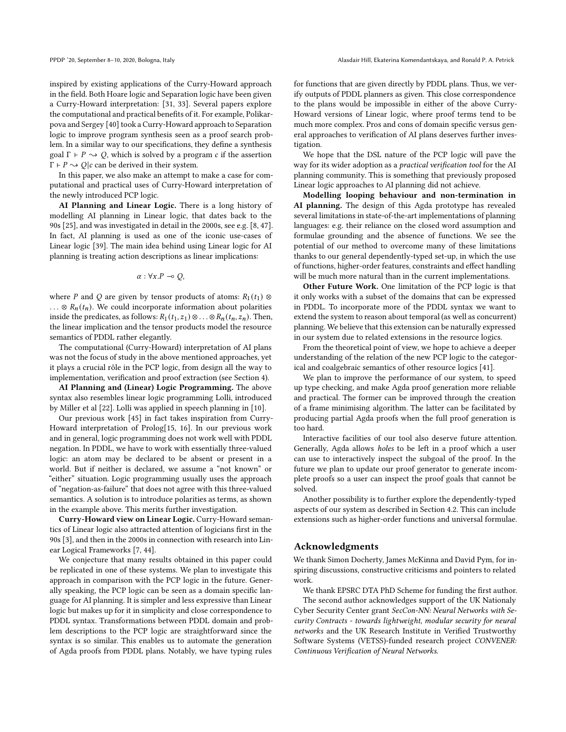inspired by existing applications of the Curry-Howard approach in the field. Both Hoare logic and Separation logic have been given a Curry-Howard interpretation: [31, 33]. Several papers explore the computational and practical benefits of it. For example, Polikarpova and Sergey [40] took a Curry-Howard approach to Separation logic to improve program synthesis seen as a proof search problem. In a similar way to our specifications, they define a synthesis goal $\Gamma \vdash P \rightsquigarrow Q$, which is solved by a program $c$ if the assertion $\Gamma \vdash P \rightsquigarrow Q|c$ can be derived in their system.

In this paper, we also make an attempt to make a case for computational and practical uses of Curry-Howard interpretation of the newly introduced PCP logic.

**AI Planning and Linear Logic.** There is a long history of modelling AI planning in Linear logic, that dates back to the 90s [25], and was investigated in detail in the 2000s, see e.g. [8, 47]. In fact, AI planning is used as one of the iconic use-cases of Linear logic [39]. The main idea behind using Linear logic for AI planning is treating action descriptions as linear implications:

$$\alpha : \forall x.P \multimap Q,$$

where $P$ and $Q$ are given by tensor products of atoms: $R_1(t_1) \otimes \ldots \otimes R_n(t_n)$. We could incorporate information about polarities inside the predicates, as follows: $R_1(t_1, z_1) \otimes \ldots \otimes R_n(t_n, z_n)$. Then, the linear implication and the tensor products model the resource semantics of PDDL rather elegantly.

The computational (Curry-Howard) interpretation of AI plans was not the focus of study in the above mentioned approaches, yet it plays a crucial rôle in the PCP logic, from design all the way to implementation, verification and proof extraction (see Section 4).

**AI Planning and (Linear) Logic Programming.** The above syntax also resembles linear logic programming Lolli, introduced by Miller et al [22]. Lolli was applied in speech planning in [10].

Our previous work [45] in fact takes inspiration from Curry-Howard interpretation of Prolog[15, 16]. In our previous work and in general, logic programming does not work well with PDDL negation. In PDDL, we have to work with essentially three-valued logic: an atom may be declared to be absent or present in a world. But if neither is declared, we assume a "not known" or "either" situation. Logic programming usually uses the approach of "negation-as-failure" that does not agree with this three-valued semantics. A solution is to introduce polarities as terms, as shown in the example above. This merits further investigation.

**Curry-Howard view on Linear Logic.** Curry-Howard semantics of Linear logic also attracted attention of logicians first in the 90s [3], and then in the 2000s in connection with research into Linear Logical Frameworks [7, 44].

We conjecture that many results obtained in this paper could be replicated in one of these systems. We plan to investigate this approach in comparison with the PCP logic in the future. Generally speaking, the PCP logic can be seen as a domain specific language for AI planning. It is simpler and less expressive than Linear logic but makes up for it in simplicity and close correspondence to PDDL syntax. Transformations between PDDL domain and problem descriptions to the PCP logic are straightforward since the syntax is so similar. This enables us to automate the generation of Agda proofs from PDDL plans. Notably, we have typing rules for functions that are given directly by PDDL plans. Thus, we verify outputs of PDDL planners as given. This close correspondence to the plans would be impossible in either of the above Curry-Howard versions of Linear logic, where proof terms tend to be much more complex. Pros and cons of domain specific versus general approaches to verification of AI plans deserves further investigation.

We hope that the DSL nature of the PCP logic will pave the way for its wider adoption as a *practical verification tool* for the AI planning community. This is something that previously proposed Linear logic approaches to AI planning did not achieve.

**Modelling looping behaviour and non-termination in AI planning.** The design of this Agda prototype has revealed several limitations in state-of-the-art implementations of planning languages: e.g. their reliance on the closed word assumption and formulae grounding and the absence of functions. We see the potential of our method to overcome many of these limitations thanks to our general dependently-typed set-up, in which the use of functions, higher-order features, constraints and effect handling will be much more natural than in the current implementations.

**Other Future Work.** One limitation of the PCP logic is that it only works with a subset of the domains that can be expressed in PDDL. To incorporate more of the PDDL syntax we want to extend the system to reason about temporal (as well as concurrent) planning. We believe that this extension can be naturally expressed in our system due to related extensions in the resource logics.

From the theoretical point of view, we hope to achieve a deeper understanding of the relation of the new PCP logic to the categorical and coalgebraic semantics of other resource logics [41].

We plan to improve the performance of our system, to speed up type checking, and make Agda proof generation more reliable and practical. The former can be improved through the creation of a frame minimising algorithm. The latter can be facilitated by producing partial Agda proofs when the full proof generation is too hard.

Interactive facilities of our tool also deserve future attention. Generally, Agda allows *holes* to be left in a proof which a user can use to interactively inspect the subgoal of the proof. In the future we plan to update our proof generator to generate incomplete proofs so a user can inspect the proof goals that cannot be solved.

Another possibility is to further explore the dependently-typed aspects of our system as described in Section 4.2. This can include extensions such as higher-order functions and universal formulae.

## Acknowledgments

We thank Simon Docherty, James McKinna and David Pym, for inspiring discussions, constructive criticisms and pointers to related work.

We thank EPSRC DTA PhD Scheme for funding the first author.

The second author acknowledges support of the UK Nationaly Cyber Security Center grant *SecCon-NN: Neural Networks with Security Contracts - towards lightweight, modular security for neural networks* and the UK Research Institute in Verified Trustworthy Software Systems (VETSS)-funded research project *CONVENER: Continuous Verification of Neural Networks*.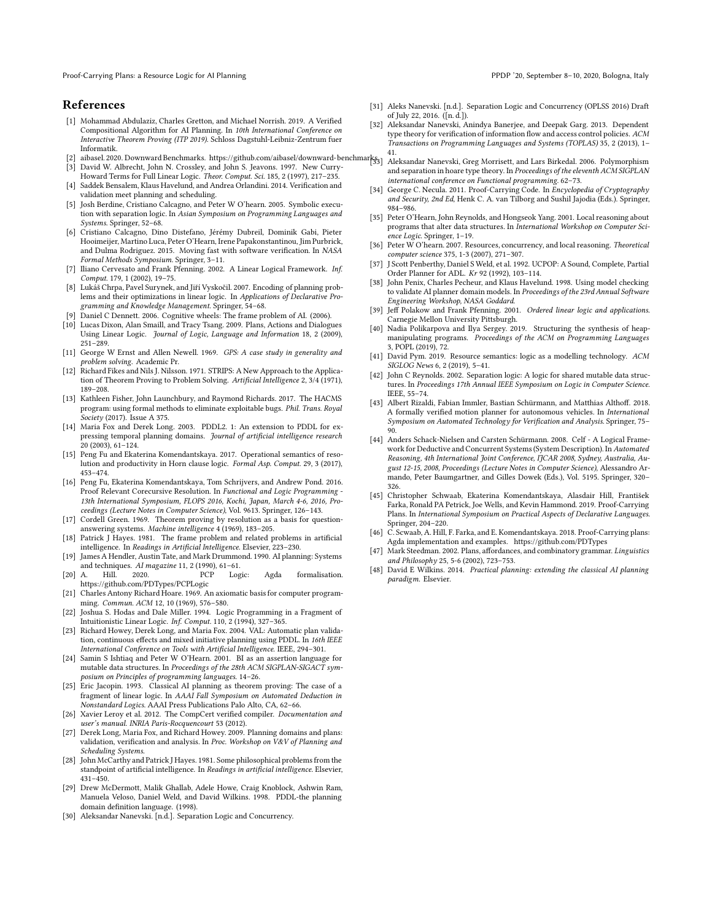# References

[1] Mohammad Abdulaziz, Charles Gretton, and Michael Norrish. 2019. A Verified Compositional Algorithm for AI Planning. In *10th International Conference on Interactive Theorem Proving (ITP 2019)*. Schloss Dagstuhl-Leibniz-Zentrum fuer Informatik.

[2] aibasel. 2020. Downward Benchmarks. https://github.com/aibasel/downward-benchmarks.

[3] David W. Albrecht, John N. Crossley, and John S. Jeavons. 1997. New Curry-Howard Terms for Full Linear Logic. *Theor. Comput. Sci.* 185, 2 (1997), 217–235.

[4] Saddek Bensalem, Klaus Havelund, and Andrea Orlandini. 2014. Verification and validation meet planning and scheduling.

[5] Josh Berdine, Cristiano Calcagno, and Peter W O'hearn. 2005. Symbolic execution with separation logic. In *Asian Symposium on Programming Languages and Systems*. Springer, 52–68.

[6] Cristiano Calcagno, Dino Distefano, Jérémy Dubreil, Dominik Gabi, Pieter Hooimeijer, Martino Luca, Peter O'Hearn, Irene Papakonstantinou, Jim Purbrick, and Dulma Rodriguez. 2015. Moving fast with software verification. In *NASA Formal Methods Symposium*. Springer, 3–11.

[7] Iliano Cervesato and Frank Pfenning. 2002. A Linear Logical Framework. *Inf. Comput.* 179, 1 (2002), 19–75.

[8] Lukáš Chrpa, Pavel Surynek, and Jiří Vyskočil. 2007. Encoding of planning problems and their optimizations in linear logic. In *Applications of Declarative Programming and Knowledge Management*. Springer, 54–68.

[9] Daniel C Dennett. 2006. Cognitive wheels: The frame problem of AI. (2006).

[10] Lucas Dixon, Alan Smaill, and Tracy Tsang. 2009. Plans, Actions and Dialogues Using Linear Logic. *Journal of Logic, Language and Information* 18, 2 (2009), 251–289.

[11] George W Ernst and Allen Newell. 1969. *GPS: A case study in generality and problem solving*. Academic Pr.

[12] Richard Fikes and Nils J. Nilsson. 1971. STRIPS: A New Approach to the Application of Theorem Proving to Problem Solving. *Artificial Intelligence* 2, 3/4 (1971), 189–208.

[13] Kathleen Fisher, John Launchbury, and Raymond Richards. 2017. The HACMS program: using formal methods to eliminate exploitable bugs. *Phil. Trans. Royal Society* (2017). Issue A 375.

[14] Maria Fox and Derek Long. 2003. PDDL2. 1: An extension to PDDL for expressing temporal planning domains. *Journal of artificial intelligence research* 20 (2003), 61–124.

[15] Peng Fu and Ekaterina Komendantskaya. 2017. Operational semantics of resolution and productivity in Horn clause logic. *Formal Asp. Comput.* 29, 3 (2017), 453–474.

[16] Peng Fu, Ekaterina Komendantskaya, Tom Schrijvers, and Andrew Pond. 2016. Proof Relevant Corecursive Resolution. In *Functional and Logic Programming - 13th International Symposium, FLOPS 2016, Kochi, Japan, March 4-6, 2016, Proceedings (Lecture Notes in Computer Science)*, Vol. 9613. Springer, 126–143.

[17] Cordell Green. 1969. Theorem proving by resolution as a basis for question-answering systems. *Machine intelligence* 4 (1969), 183–205.

[18] Patrick J Hayes. 1981. The frame problem and related problems in artificial intelligence. In *Readings in Artificial Intelligence*. Elsevier, 223–230.

[19] James A Hendler, Austin Tate, and Mark Drummond. 1990. AI planning: Systems and techniques. *AI magazine* 11, 2 (1990), 61–61.

[20] A. Hill. 2020. PCP Logic: Agda formalisation. https://github.com/PDTypes/PCPLogic

[21] Charles Antony Richard Hoare. 1969. An axiomatic basis for computer programming. *Commun. ACM* 12, 10 (1969), 576–580.

[22] Joshua S. Hodas and Dale Miller. 1994. Logic Programming in a Fragment of Intuitionistic Linear Logic. *Inf. Comput.* 110, 2 (1994), 327–365.

[23] Richard Howey, Derek Long, and Maria Fox. 2004. VAL: Automatic plan validation, continuous effects and mixed initiative planning using PDDL. In *16th IEEE International Conference on Tools with Artificial Intelligence*. IEEE, 294–301.

[24] Samin S Ishtiaq and Peter W O'Hearn. 2001. BI as an assertion language for mutable data structures. In *Proceedings of the 28th ACM SIGPLAN-SIGACT symposium on Principles of programming languages*. 14–26.

[25] Eric Jacopin. 1993. Classical AI planning as theorem proving: The case of a fragment of linear logic. In *AAAI Fall Symposium on Automated Deduction in Nonstandard Logics*. AAAI Press Publications Palo Alto, CA, 62–66.

[26] Xavier Leroy et al. 2012. The CompCert verified compiler. *Documentation and user's manual. INRIA Paris-Rocquencourt* 53 (2012).

[27] Derek Long, Maria Fox, and Richard Howey. 2009. Planning domains and plans: validation, verification and analysis. In *Proc. Workshop on V&V of Planning and Scheduling Systems*.

[28] John McCarthy and Patrick J Hayes. 1981. Some philosophical problems from the standpoint of artificial intelligence. In *Readings in artificial intelligence*. Elsevier, 431–450.

[29] Drew McDermott, Malik Ghallab, Adele Howe, Craig Knoblock, Ashwin Ram, Manuela Veloso, Daniel Weld, and David Wilkins. 1998. PDDL-the planning domain definition language. (1998).

[30] Aleksandar Nanevski. [n.d.]. Separation Logic and Concurrency.

[31] Aleks Nanevski. [n.d.]. Separation Logic and Concurrency (OPLSS 2016) Draft of July 22, 2016. ([n. d.]).

[32] Aleksandar Nanevski, Anindya Banerjee, and Deepak Garg. 2013. Dependent type theory for verification of information flow and access control policies. *ACM Transactions on Programming Languages and Systems (TOPLAS)* 35, 2 (2013), 1–41.

[33] Aleksandar Nanevski, Greg Morrisett, and Lars Birkedal. 2006. Polymorphism and separation in hoare type theory. In *Proceedings of the eleventh ACM SIGPLAN international conference on Functional programming*. 62–73.

[34] George C. Necula. 2011. Proof-Carrying Code. In *Encyclopedia of Cryptography and Security, 2nd Ed*, Henk C. A. van Tilborg and Sushil Jajodia (Eds.). Springer, 984–986.

[35] Peter O'Hearn, John Reynolds, and Hongseok Yang. 2001. Local reasoning about programs that alter data structures. In *International Workshop on Computer Science Logic*. Springer, 1–19.

[36] Peter W O'hearn. 2007. Resources, concurrency, and local reasoning. *Theoretical computer science* 375, 1-3 (2007), 271–307.

[37] J Scott Penberthy, Daniel S Weld, et al. 1992. UCPOP: A Sound, Complete, Partial Order Planner for ADL. *Kr* 92 (1992), 103–114.

[38] John Penix, Charles Pecheur, and Klaus Havelund. 1998. Using model checking to validate AI planner domain models. In *Proceedings of the 23rd Annual Software Engineering Workshop, NASA Goddard*.

[39] Jeff Polakow and Frank Pfenning. 2001. *Ordered linear logic and applications*. Carnegie Mellon University Pittsburgh.

[40] Nadia Polikarpova and Ilya Sergey. 2019. Structuring the synthesis of heap-manipulating programs. *Proceedings of the ACM on Programming Languages* 3, POPL (2019), 72.

[41] David Pym. 2019. Resource semantics: logic as a modelling technology. *ACM SIGLOG News* 6, 2 (2019), 5–41.

[42] John C Reynolds. 2002. Separation logic: A logic for shared mutable data structures. In *Proceedings 17th Annual IEEE Symposium on Logic in Computer Science*. IEEE, 55–74.

[43] Albert Rizaldi, Fabian Immler, Bastian Schürmann, and Matthias Althoff. 2018. A formally verified motion planner for autonomous vehicles. In *International Symposium on Automated Technology for Verification and Analysis*. Springer, 75–90.

[44] Anders Schack-Nielsen and Carsten Schürmann. 2008. Celf - A Logical Framework for Deductive and Concurrent Systems (System Description). In *Automated Reasoning, 4th International Joint Conference, IJCAR 2008, Sydney, Australia, August 12-15, 2008, Proceedings (Lecture Notes in Computer Science)*, Alessandro Armando, Peter Baumgartner, and Gilles Dowek (Eds.), Vol. 5195. Springer, 320–326.

[45] Christopher Schwaab, Ekaterina Komendantskaya, Alasdair Hill, František Farka, Ronald PA Petrick, Joe Wells, and Kevin Hammond. 2019. Proof-Carrying Plans. In *International Symposium on Practical Aspects of Declarative Languages*. Springer, 204–220.

[46] C. Scwaab, A. Hill, F. Farka, and E. Komendantskaya. 2018. Proof-Carrying plans: Agda implementation and examples. https://github.com/PDTypes

[47] Mark Steedman. 2002. Plans, affordances, and combinatory grammar. *Linguistics and Philosophy* 25, 5-6 (2002), 723–753.

[48] David E Wilkins. 2014. *Practical planning: extending the classical AI planning paradigm*. Elsevier.